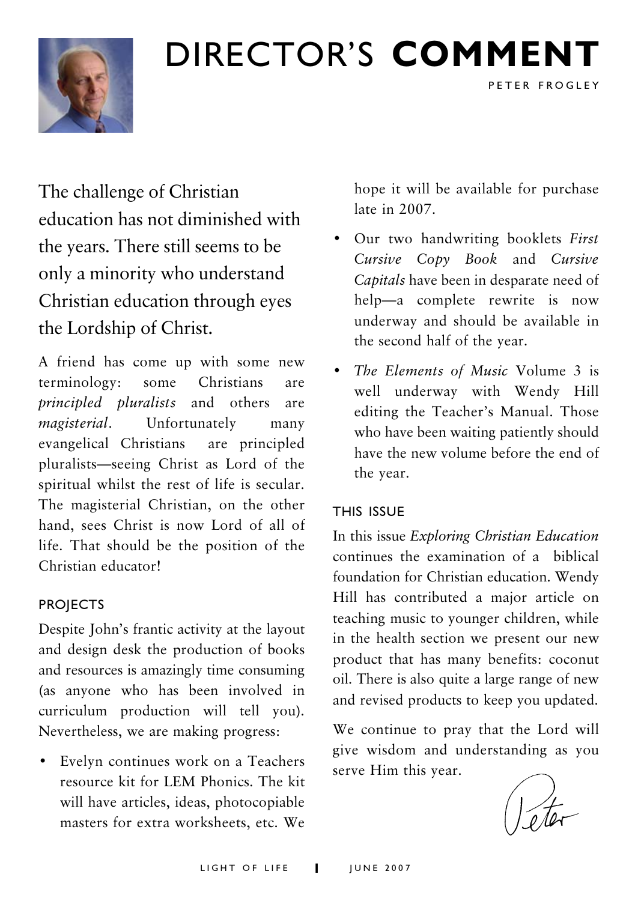# DIRECTOR'S **COMMENT**

PETER FROGLEY

The challenge of Christian education has not diminished with the years. There still seems to be only a minority who understand Christian education through eyes the Lordship of Christ.

A friend has come up with some new terminology: some Christians are *principled pluralists* and others are *magisterial*. Unfortunately many evangelical Christians are principled pluralists—seeing Christ as Lord of the spiritual whilst the rest of life is secular. The magisterial Christian, on the other hand, sees Christ is now Lord of all of life. That should be the position of the Christian educator!

## PROJECTS

Despite John's frantic activity at the layout and design desk the production of books and resources is amazingly time consuming (as anyone who has been involved in curriculum production will tell you). Nevertheless, we are making progress:

- Evelyn continues work on a Teachers resource kit for LEM Phonics. The kit will have articles, ideas, photocopiable masters for extra worksheets, etc. We hope it will be available for purchase late in 2007.
- Our two handwriting booklets *First Cursive Copy Book* and *Cursive Capitals* have been in desparate need of help—a complete rewrite is now underway and should be available in the second half of the year.
- *The Elements of Music* Volume 3 is well underway with Wendy Hill editing the Teacher's Manual. Those who have been waiting patiently should have the new volume before the end of the year.

## THIS ISSUE

In this issue *Exploring Christian Education* continues the examination of a biblical foundation for Christian education. Wendy Hill has contributed a major article on teaching music to younger children, while in the health section we present our new product that has many benefits: coconut oil. There is also quite a large range of new and revised products to keep you updated.

We continue to pray that the Lord will give wisdom and understanding as you serve Him this year.

Peter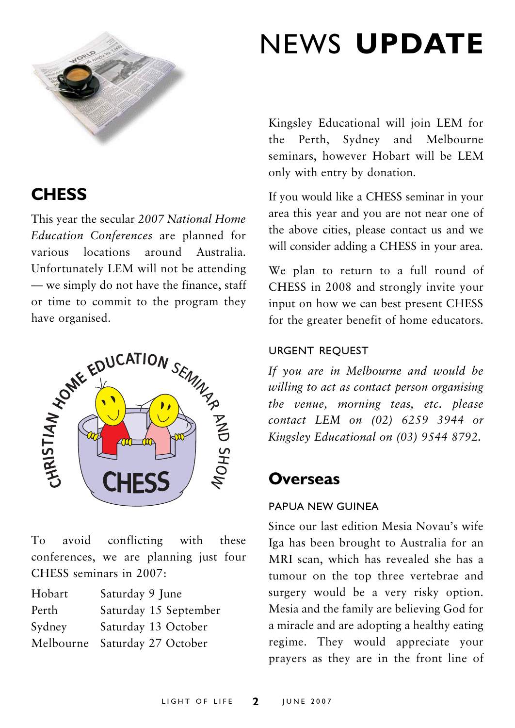# NEWS **UPDATE**

## CHESS

This year the secular *2007 National Home Education Conferences* are planned for various locations around Australia. Unfortunately LEM will not be attending — we simply do not have the finance, staff or time to commit to the program they have organised.

To avoid conflicting with these conferences, we are planning just four CHESS seminars in 2007:

| | |
|---|---|
| Hobart | Saturday 9 June |
| Perth | Saturday 15 September |
| Sydney | Saturday 13 October |
| Melbourne | Saturday 27 October |

Kingsley Educational will join LEM for the Perth, Sydney and Melbourne seminars, however Hobart will be LEM only with entry by donation.

If you would like a CHESS seminar in your area this year and you are not near one of the above cities, please contact us and we will consider adding a CHESS in your area.

We plan to return to a full round of CHESS in 2008 and strongly invite your input on how we can best present CHESS for the greater benefit of home educators.

### URGENT REQUEST

*If you are in Melbourne and would be willing to act as contact person organising the venue, morning teas, etc. please contact LEM on (02) 6259 3944 or Kingsley Educational on (03) 9544 8792.*

## Overseas

### PAPUA NEW GUINEA

Since our last edition Mesia Novau's wife Iga has been brought to Australia for an MRI scan, which has revealed she has a tumour on the top three vertebrae and surgery would be a very risky option. Mesia and the family are believing God for a miracle and are adopting a healthy eating regime. They would appreciate your prayers as they are in the front line of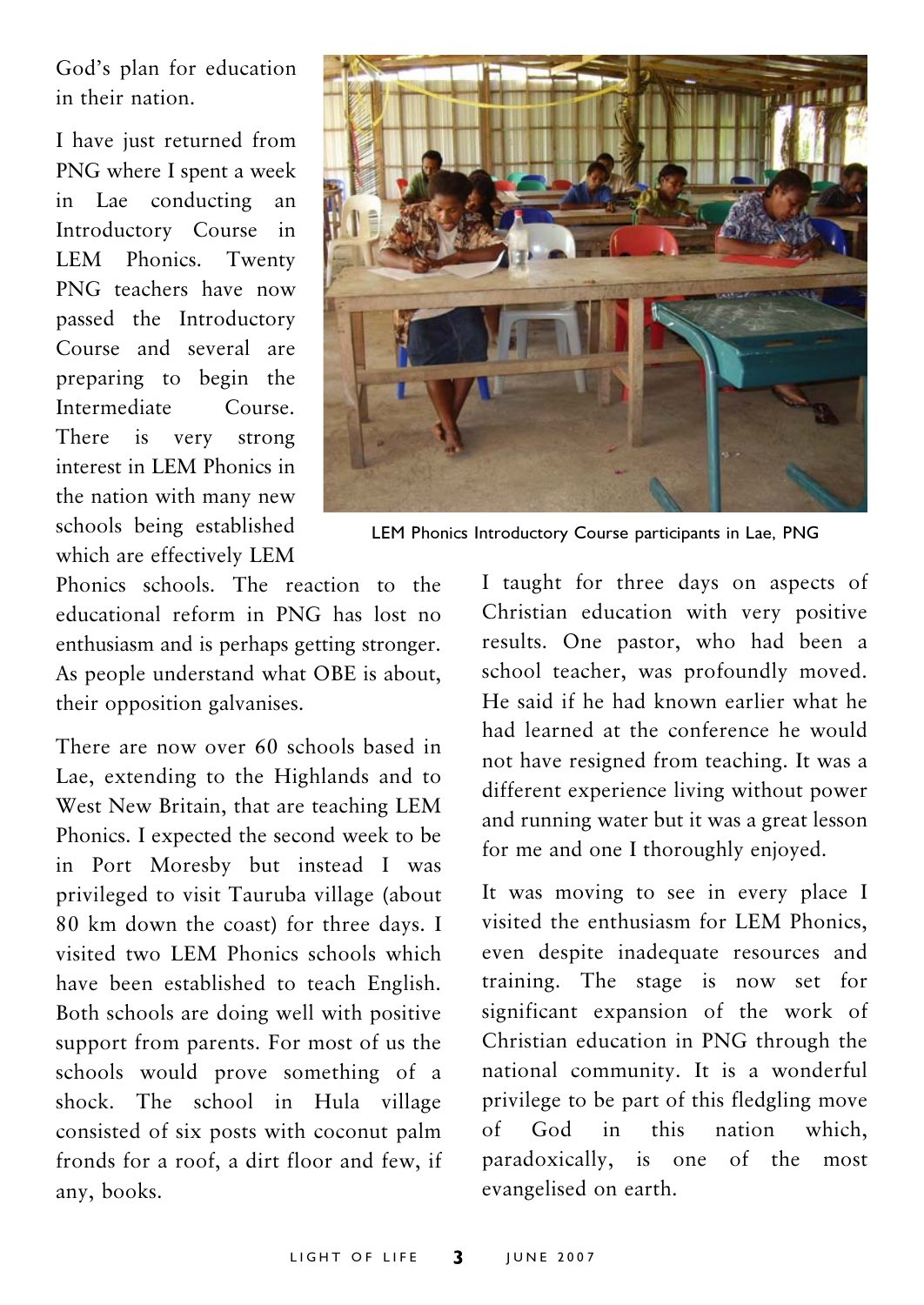God's plan for education in their nation.

I have just returned from PNG where I spent a week in Lae conducting an Introductory Course in LEM Phonics. Twenty PNG teachers have now passed the Introductory Course and several are preparing to begin the Intermediate Course. There is very strong interest in LEM Phonics in the nation with many new schools being established which are effectively LEM Phonics schools. The reaction to the educational reform in PNG has lost no enthusiasm and is perhaps getting stronger. As people understand what OBE is about, their opposition galvanises.

LEM Phonics Introductory Course participants in Lae, PNG

There are now over 60 schools based in Lae, extending to the Highlands and to West New Britain, that are teaching LEM Phonics. I expected the second week to be in Port Moresby but instead I was privileged to visit Tauruba village (about 80 km down the coast) for three days. I visited two LEM Phonics schools which have been established to teach English. Both schools are doing well with positive support from parents. For most of us the schools would prove something of a shock. The school in Hula village consisted of six posts with coconut palm fronds for a roof, a dirt floor and few, if any, books.

I taught for three days on aspects of Christian education with very positive results. One pastor, who had been a school teacher, was profoundly moved. He said if he had known earlier what he had learned at the conference he would not have resigned from teaching. It was a different experience living without power and running water but it was a great lesson for me and one I thoroughly enjoyed.

It was moving to see in every place I visited the enthusiasm for LEM Phonics, even despite inadequate resources and training. The stage is now set for significant expansion of the work of Christian education in PNG through the national community. It is a wonderful privilege to be part of this fledgling move of God in this nation which, paradoxically, is one of the most evangelised on earth.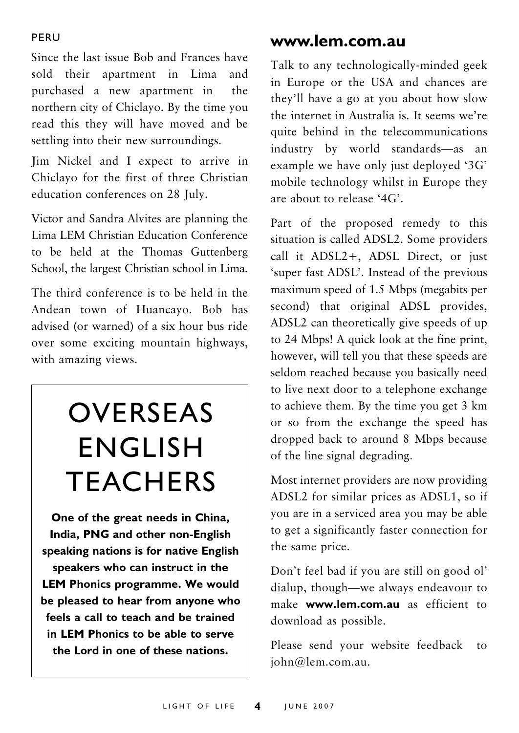## PERU

Since the last issue Bob and Frances have sold their apartment in Lima and purchased a new apartment in the northern city of Chiclayo. By the time you read this they will have moved and be settling into their new surroundings.

Jim Nickel and I expect to arrive in Chiclayo for the first of three Christian education conferences on 28 July.

Victor and Sandra Alvites are planning the Lima LEM Christian Education Conference to be held at the Thomas Guttenberg School, the largest Christian school in Lima.

The third conference is to be held in the Andean town of Huancayo. Bob has advised (or warned) of a six hour bus ride over some exciting mountain highways, with amazing views.

# OVERSEAS ENGLISH TEACHERS

**One of the great needs in China, India, PNG and other non-English speaking nations is for native English speakers who can instruct in the LEM Phonics programme. We would be pleased to hear from anyone who feels a call to teach and be trained in LEM Phonics to be able to serve the Lord in one of these nations.**

## www.lem.com.au

Talk to any technologically-minded geek in Europe or the USA and chances are they'll have a go at you about how slow the internet in Australia is. It seems we're quite behind in the telecommunications industry by world standards—as an example we have only just deployed '3G' mobile technology whilst in Europe they are about to release '4G'.

Part of the proposed remedy to this situation is called ADSL2. Some providers call it ADSL2+, ADSL Direct, or just 'super fast ADSL'. Instead of the previous maximum speed of 1.5 Mbps (megabits per second) that original ADSL provides, ADSL2 can theoretically give speeds of up to 24 Mbps! A quick look at the fine print, however, will tell you that these speeds are seldom reached because you basically need to live next door to a telephone exchange to achieve them. By the time you get 3 km or so from the exchange the speed has dropped back to around 8 Mbps because of the line signal degrading.

Most internet providers are now providing ADSL2 for similar prices as ADSL1, so if you are in a serviced area you may be able to get a significantly faster connection for the same price.

Don't feel bad if you are still on good ol' dialup, though—we always endeavour to make **www.lem.com.au** as efficient to download as possible.

Please send your website feedback to john@lem.com.au.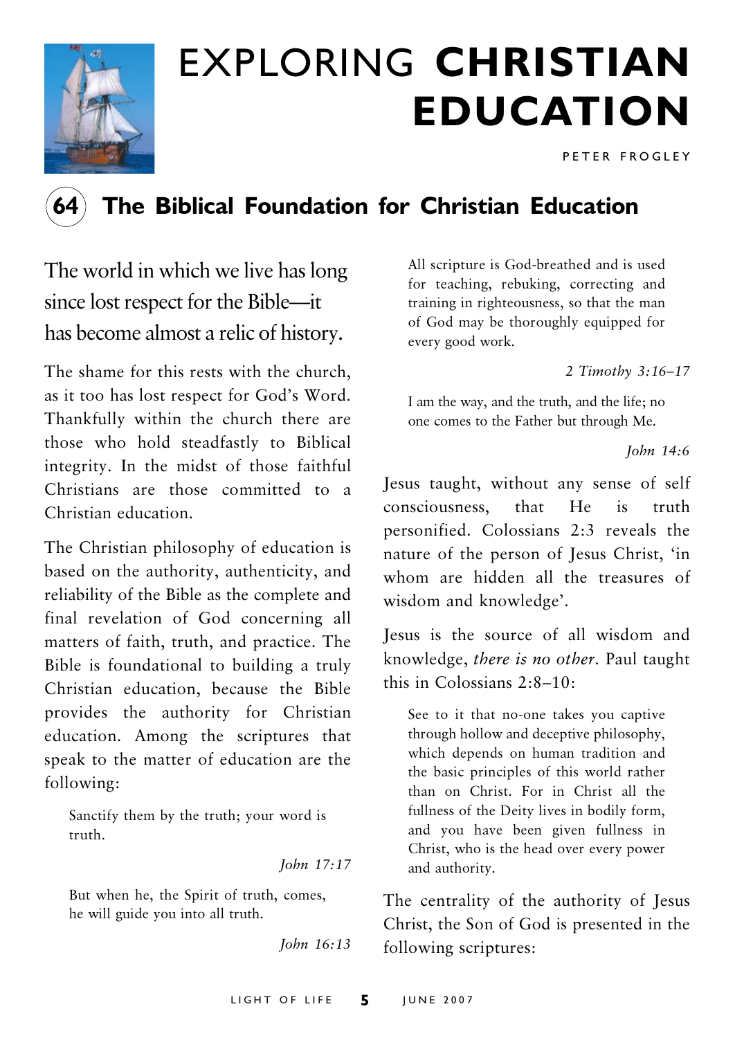# EXPLORING **CHRISTIAN EDUCATION**

PETER FROGLEY

## 64 The Biblical Foundation for Christian Education

The world in which we live has long since lost respect for the Bible—it has become almost a relic of history.

The shame for this rests with the church, as it too has lost respect for God's Word. Thankfully within the church there are those who hold steadfastly to Biblical integrity. In the midst of those faithful Christians are those committed to a Christian education.

The Christian philosophy of education is based on the authority, authenticity, and reliability of the Bible as the complete and final revelation of God concerning all matters of faith, truth, and practice. The Bible is foundational to building a truly Christian education, because the Bible provides the authority for Christian education. Among the scriptures that speak to the matter of education are the following:

> Sanctify them by the truth; your word is truth.
>
> *John 17:17*

> But when he, the Spirit of truth, comes, he will guide you into all truth.
>
> *John 16:13*

> All scripture is God-breathed and is used for teaching, rebuking, correcting and training in righteousness, so that the man of God may be thoroughly equipped for every good work.
>
> *2 Timothy 3:16–17*

> I am the way, and the truth, and the life; no one comes to the Father but through Me.
>
> *John 14:6*

Jesus taught, without any sense of self consciousness, that He is truth personified. Colossians 2:3 reveals the nature of the person of Jesus Christ, 'in whom are hidden all the treasures of wisdom and knowledge'.

Jesus is the source of all wisdom and knowledge, *there is no other*. Paul taught this in Colossians 2:8–10:

> See to it that no-one takes you captive through hollow and deceptive philosophy, which depends on human tradition and the basic principles of this world rather than on Christ. For in Christ all the fullness of the Deity lives in bodily form, and you have been given fullness in Christ, who is the head over every power and authority.

The centrality of the authority of Jesus Christ, the Son of God is presented in the following scriptures: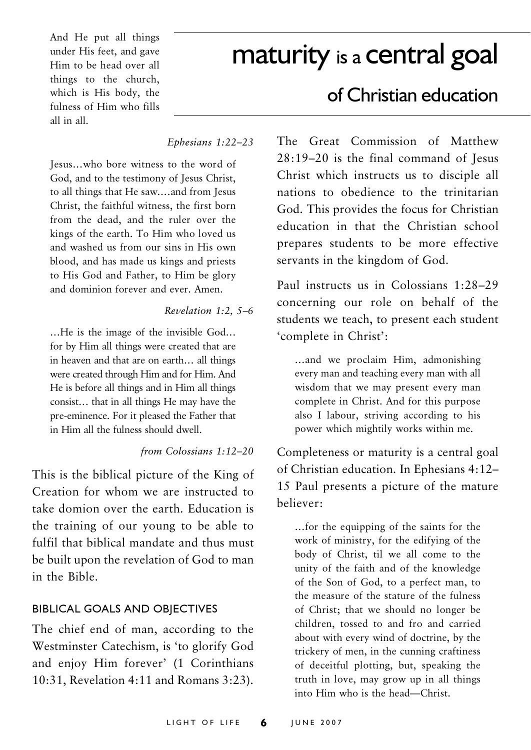> And He put all things under His feet, and gave Him to be head over all things to the church, which is His body, the fulness of Him who fills all in all.
>
> *Ephesians 1:22–23*

> Jesus…who bore witness to the word of God, and to the testimony of Jesus Christ, to all things that He saw.…and from Jesus Christ, the faithful witness, the first born from the dead, and the ruler over the kings of the earth. To Him who loved us and washed us from our sins in His own blood, and has made us kings and priests to His God and Father, to Him be glory and dominion forever and ever. Amen.
>
> *Revelation 1:2, 5–6*

> …He is the image of the invisible God… for by Him all things were created that are in heaven and that are on earth… all things were created through Him and for Him. And He is before all things and in Him all things consist… that in all things He may have the pre-eminence. For it pleased the Father that in Him all the fulness should dwell.
>
> *from Colossians 1:12–20*

This is the biblical picture of the King of Creation for whom we are instructed to take domion over the earth. Education is the training of our young to be able to fulfil that biblical mandate and thus must be built upon the revelation of God to man in the Bible.

### BIBLICAL GOALS AND OBJECTIVES

The chief end of man, according to the Westminster Catechism, is 'to glorify God and enjoy Him forever' (1 Corinthians 10:31, Revelation 4:11 and Romans 3:23).

# maturity is a central goal of Christian education

The Great Commission of Matthew 28:19–20 is the final command of Jesus Christ which instructs us to disciple all nations to obedience to the trinitarian God. This provides the focus for Christian education in that the Christian school prepares students to be more effective servants in the kingdom of God.

Paul instructs us in Colossians 1:28–29 concerning our role on behalf of the students we teach, to present each student 'complete in Christ':

> …and we proclaim Him, admonishing every man and teaching every man with all wisdom that we may present every man complete in Christ. And for this purpose also I labour, striving according to his power which mightily works within me.

Completeness or maturity is a central goal of Christian education. In Ephesians 4:12–15 Paul presents a picture of the mature believer:

> …for the equipping of the saints for the work of ministry, for the edifying of the body of Christ, til we all come to the unity of the faith and of the knowledge of the Son of God, to a perfect man, to the measure of the stature of the fulness of Christ; that we should no longer be children, tossed to and fro and carried about with every wind of doctrine, by the trickery of men, in the cunning craftiness of deceitful plotting, but, speaking the truth in love, may grow up in all things into Him who is the head—Christ.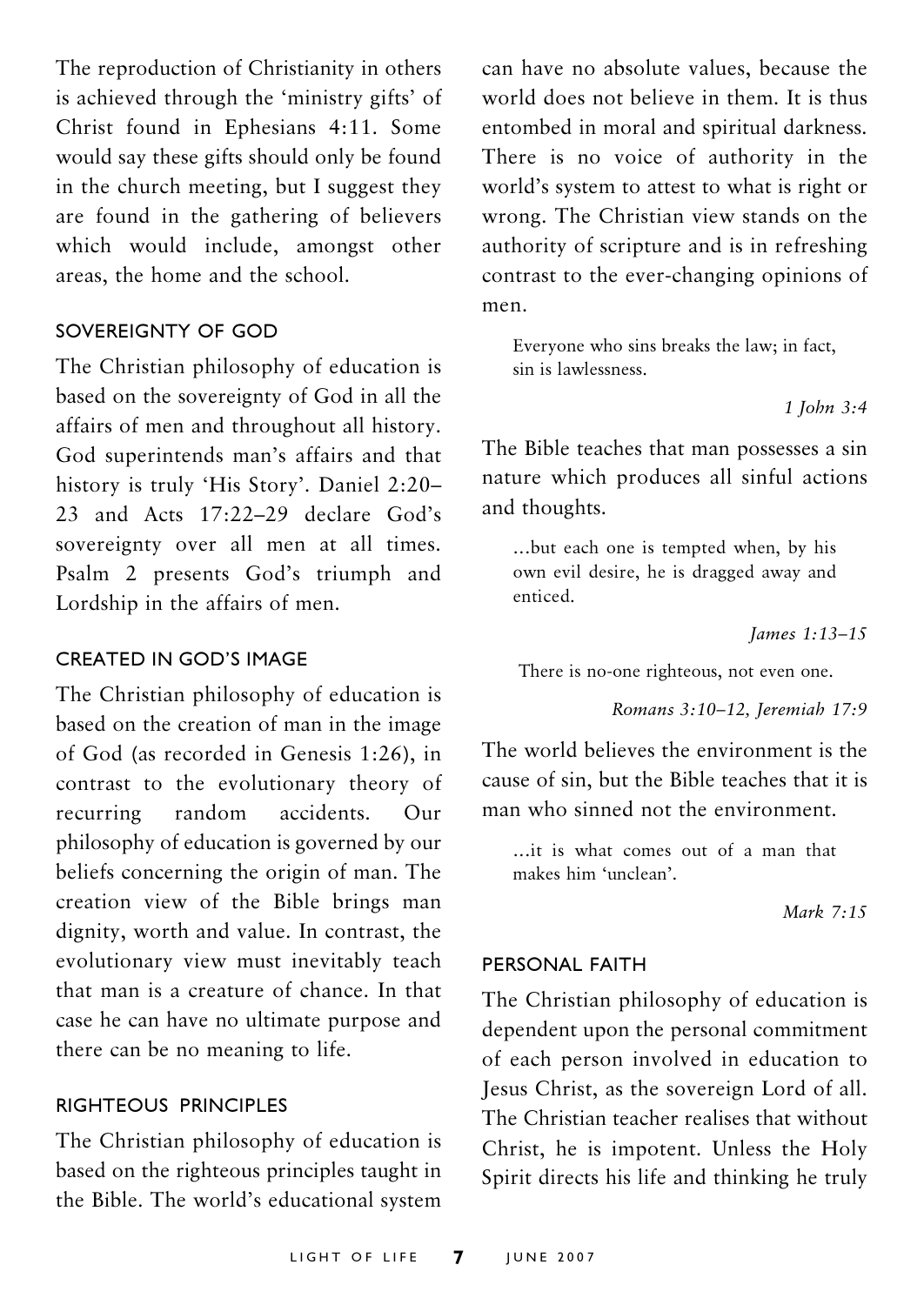The reproduction of Christianity in others is achieved through the 'ministry gifts' of Christ found in Ephesians 4:11. Some would say these gifts should only be found in the church meeting, but I suggest they are found in the gathering of believers which would include, amongst other areas, the home and the school.

### SOVEREIGNTY OF GOD

The Christian philosophy of education is based on the sovereignty of God in all the affairs of men and throughout all history. God superintends man's affairs and that history is truly 'His Story'. Daniel 2:20–23 and Acts 17:22–29 declare God's sovereignty over all men at all times. Psalm 2 presents God's triumph and Lordship in the affairs of men.

### CREATED IN GOD'S IMAGE

The Christian philosophy of education is based on the creation of man in the image of God (as recorded in Genesis 1:26), in contrast to the evolutionary theory of recurring random accidents. Our philosophy of education is governed by our beliefs concerning the origin of man. The creation view of the Bible brings man dignity, worth and value. In contrast, the evolutionary view must inevitably teach that man is a creature of chance. In that case he can have no ultimate purpose and there can be no meaning to life.

### RIGHTEOUS PRINCIPLES

The Christian philosophy of education is based on the righteous principles taught in the Bible. The world's educational system can have no absolute values, because the world does not believe in them. It is thus entombed in moral and spiritual darkness. There is no voice of authority in the world's system to attest to what is right or wrong. The Christian view stands on the authority of scripture and is in refreshing contrast to the ever-changing opinions of men.

> Everyone who sins breaks the law; in fact, sin is lawlessness.
>
> *1 John 3:4*

The Bible teaches that man possesses a sin nature which produces all sinful actions and thoughts.

> ...but each one is tempted when, by his own evil desire, he is dragged away and enticed.
>
> *James 1:13–15*

> There is no-one righteous, not even one.
>
> *Romans 3:10–12, Jeremiah 17:9*

The world believes the environment is the cause of sin, but the Bible teaches that it is man who sinned not the environment.

> ...it is what comes out of a man that makes him 'unclean'.
>
> *Mark 7:15*

### PERSONAL FAITH

The Christian philosophy of education is dependent upon the personal commitment of each person involved in education to Jesus Christ, as the sovereign Lord of all. The Christian teacher realises that without Christ, he is impotent. Unless the Holy Spirit directs his life and thinking he truly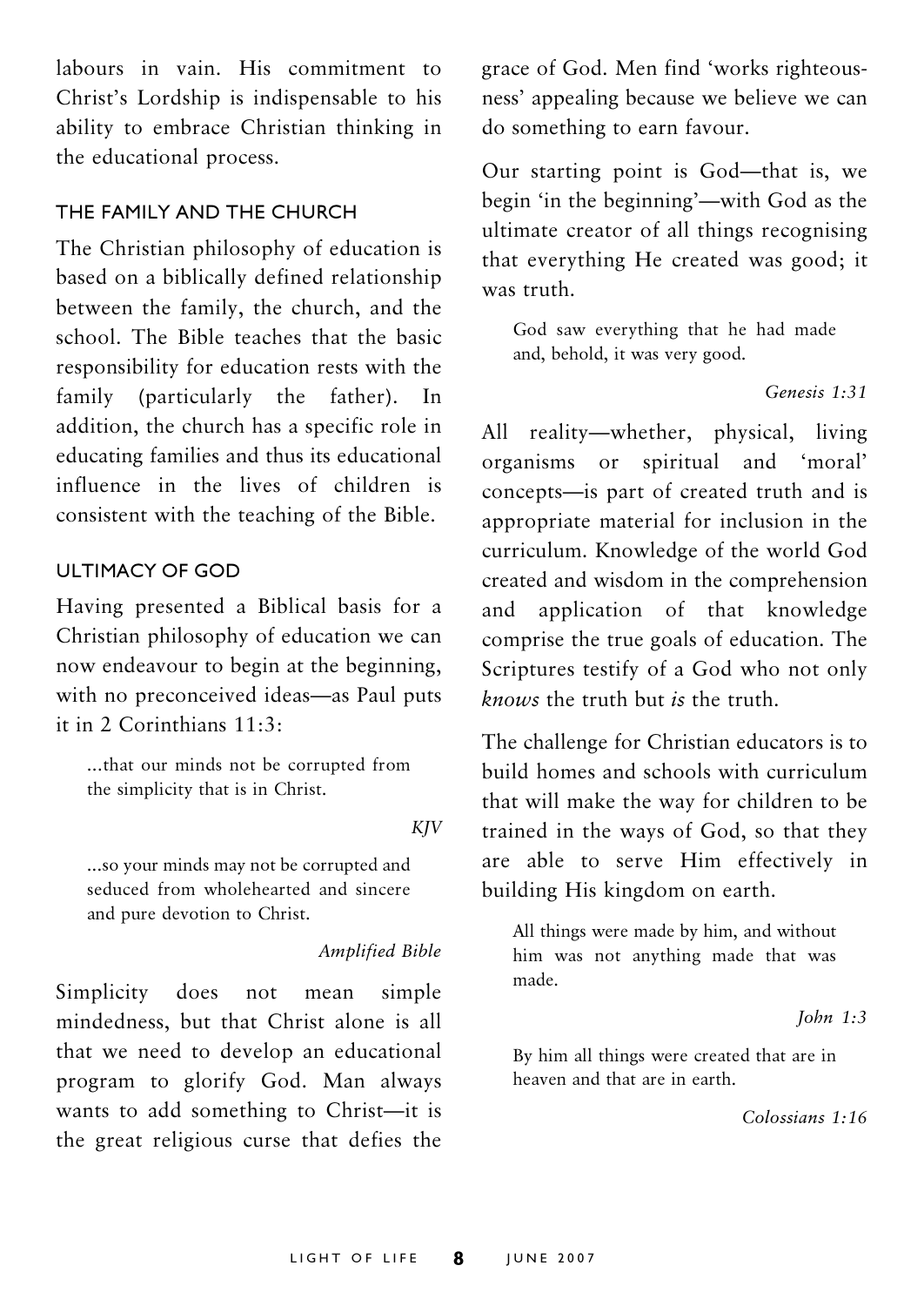labours in vain. His commitment to Christ's Lordship is indispensable to his ability to embrace Christian thinking in the educational process.

### THE FAMILY AND THE CHURCH

The Christian philosophy of education is based on a biblically defined relationship between the family, the church, and the school. The Bible teaches that the basic responsibility for education rests with the family (particularly the father). In addition, the church has a specific role in educating families and thus its educational influence in the lives of children is consistent with the teaching of the Bible.

### ULTIMACY OF GOD

Having presented a Biblical basis for a Christian philosophy of education we can now endeavour to begin at the beginning, with no preconceived ideas—as Paul puts it in 2 Corinthians 11:3:

> ...that our minds not be corrupted from the simplicity that is in Christ.
>
> *KJV*

> ...so your minds may not be corrupted and seduced from wholehearted and sincere and pure devotion to Christ.
>
> *Amplified Bible*

Simplicity does not mean simple mindedness, but that Christ alone is all that we need to develop an educational program to glorify God. Man always wants to add something to Christ—it is the great religious curse that defies the grace of God. Men find 'works righteousness' appealing because we believe we can do something to earn favour.

Our starting point is God—that is, we begin 'in the beginning'—with God as the ultimate creator of all things recognising that everything He created was good; it was truth.

> God saw everything that he had made and, behold, it was very good.
>
> *Genesis 1:31*

All reality—whether, physical, living organisms or spiritual and 'moral' concepts—is part of created truth and is appropriate material for inclusion in the curriculum. Knowledge of the world God created and wisdom in the comprehension and application of that knowledge comprise the true goals of education. The Scriptures testify of a God who not only *knows* the truth but *is* the truth.

The challenge for Christian educators is to build homes and schools with curriculum that will make the way for children to be trained in the ways of God, so that they are able to serve Him effectively in building His kingdom on earth.

> All things were made by him, and without him was not anything made that was made.
>
> *John 1:3*

> By him all things were created that are in heaven and that are in earth.
>
> *Colossians 1:16*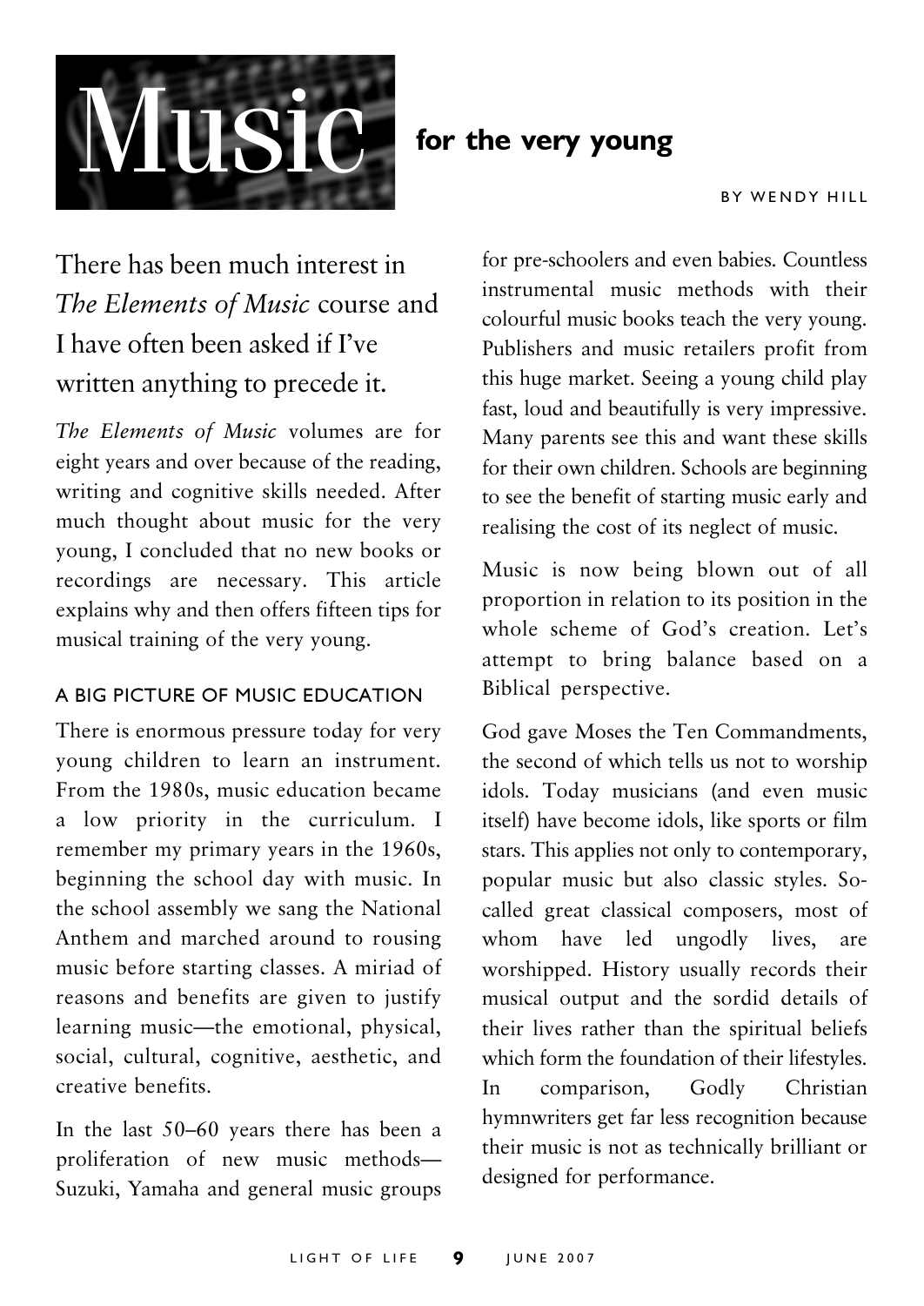# Music for the very young

BY WENDY HILL

There has been much interest in *The Elements of Music* course and I have often been asked if I've written anything to precede it.

*The Elements of Music* volumes are for eight years and over because of the reading, writing and cognitive skills needed. After much thought about music for the very young, I concluded that no new books or recordings are necessary. This article explains why and then offers fifteen tips for musical training of the very young.

## A BIG PICTURE OF MUSIC EDUCATION

There is enormous pressure today for very young children to learn an instrument. From the 1980s, music education became a low priority in the curriculum. I remember my primary years in the 1960s, beginning the school day with music. In the school assembly we sang the National Anthem and marched around to rousing music before starting classes. A miriad of reasons and benefits are given to justify learning music—the emotional, physical, social, cultural, cognitive, aesthetic, and creative benefits.

In the last 50–60 years there has been a proliferation of new music methods—Suzuki, Yamaha and general music groups for pre-schoolers and even babies. Countless instrumental music methods with their colourful music books teach the very young. Publishers and music retailers profit from this huge market. Seeing a young child play fast, loud and beautifully is very impressive. Many parents see this and want these skills for their own children. Schools are beginning to see the benefit of starting music early and realising the cost of its neglect of music.

Music is now being blown out of all proportion in relation to its position in the whole scheme of God's creation. Let's attempt to bring balance based on a Biblical perspective.

God gave Moses the Ten Commandments, the second of which tells us not to worship idols. Today musicians (and even music itself) have become idols, like sports or film stars. This applies not only to contemporary, popular music but also classic styles. So-called great classical composers, most of whom have led ungodly lives, are worshipped. History usually records their musical output and the sordid details of their lives rather than the spiritual beliefs which form the foundation of their lifestyles. In comparison, Godly Christian hymnwriters get far less recognition because their music is not as technically brilliant or designed for performance.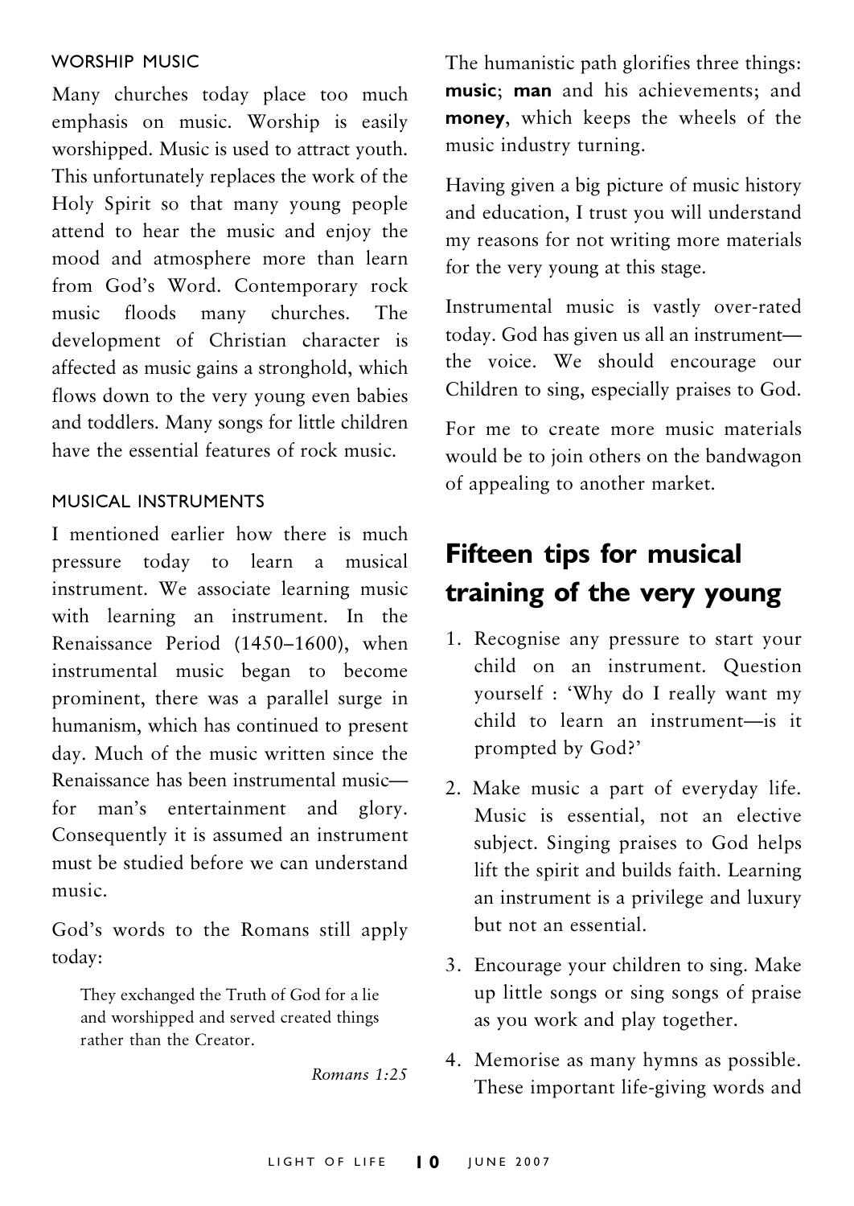### WORSHIP MUSIC

Many churches today place too much emphasis on music. Worship is easily worshipped. Music is used to attract youth. This unfortunately replaces the work of the Holy Spirit so that many young people attend to hear the music and enjoy the mood and atmosphere more than learn from God's Word. Contemporary rock music floods many churches. The development of Christian character is affected as music gains a stronghold, which flows down to the very young even babies and toddlers. Many songs for little children have the essential features of rock music.

### MUSICAL INSTRUMENTS

I mentioned earlier how there is much pressure today to learn a musical instrument. We associate learning music with learning an instrument. In the Renaissance Period (1450–1600), when instrumental music began to become prominent, there was a parallel surge in humanism, which has continued to present day. Much of the music written since the Renaissance has been instrumental music—for man's entertainment and glory. Consequently it is assumed an instrument must be studied before we can understand music.

God's words to the Romans still apply today:

> They exchanged the Truth of God for a lie and worshipped and served created things rather than the Creator.
>
> *Romans 1:25*

The humanistic path glorifies three things: **music**; **man** and his achievements; and **money**, which keeps the wheels of the music industry turning.

Having given a big picture of music history and education, I trust you will understand my reasons for not writing more materials for the very young at this stage.

Instrumental music is vastly over-rated today. God has given us all an instrument—the voice. We should encourage our Children to sing, especially praises to God.

For me to create more music materials would be to join others on the bandwagon of appealing to another market.

## Fifteen tips for musical training of the very young

1. Recognise any pressure to start your child on an instrument. Question yourself : 'Why do I really want my child to learn an instrument—is it prompted by God?'
2. Make music a part of everyday life. Music is essential, not an elective subject. Singing praises to God helps lift the spirit and builds faith. Learning an instrument is a privilege and luxury but not an essential.
3. Encourage your children to sing. Make up little songs or sing songs of praise as you work and play together.
4. Memorise as many hymns as possible. These important life-giving words and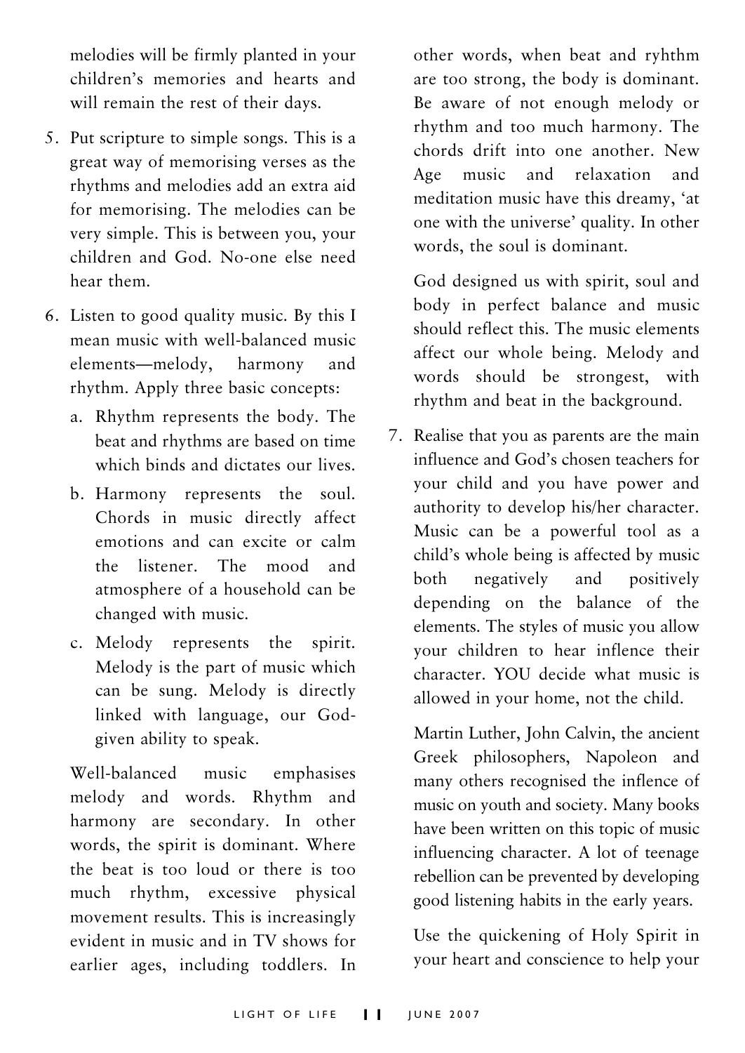melodies will be firmly planted in your children's memories and hearts and will remain the rest of their days.

5. Put scripture to simple songs. This is a great way of memorising verses as the rhythms and melodies add an extra aid for memorising. The melodies can be very simple. This is between you, your children and God. No-one else need hear them.

6. Listen to good quality music. By this I mean music with well-balanced music elements—melody, harmony and rhythm. Apply three basic concepts:

   a. Rhythm represents the body. The beat and rhythms are based on time which binds and dictates our lives.

   b. Harmony represents the soul. Chords in music directly affect emotions and can excite or calm the listener. The mood and atmosphere of a household can be changed with music.

   c. Melody represents the spirit. Melody is the part of music which can be sung. Melody is directly linked with language, our God-given ability to speak.

   Well-balanced music emphasises melody and words. Rhythm and harmony are secondary. In other words, the spirit is dominant. Where the beat is too loud or there is too much rhythm, excessive physical movement results. This is increasingly evident in music and in TV shows for earlier ages, including toddlers. In other words, when beat and ryhthm are too strong, the body is dominant. Be aware of not enough melody or rhythm and too much harmony. The chords drift into one another. New Age music and relaxation and meditation music have this dreamy, 'at one with the universe' quality. In other words, the soul is dominant.

   God designed us with spirit, soul and body in perfect balance and music should reflect this. The music elements affect our whole being. Melody and words should be strongest, with rhythm and beat in the background.

7. Realise that you as parents are the main influence and God's chosen teachers for your child and you have power and authority to develop his/her character. Music can be a powerful tool as a child's whole being is affected by music both negatively and positively depending on the balance of the elements. The styles of music you allow your children to hear inflence their character. YOU decide what music is allowed in your home, not the child.

   Martin Luther, John Calvin, the ancient Greek philosophers, Napoleon and many others recognised the inflence of music on youth and society. Many books have been written on this topic of music influencing character. A lot of teenage rebellion can be prevented by developing good listening habits in the early years.

   Use the quickening of Holy Spirit in your heart and conscience to help your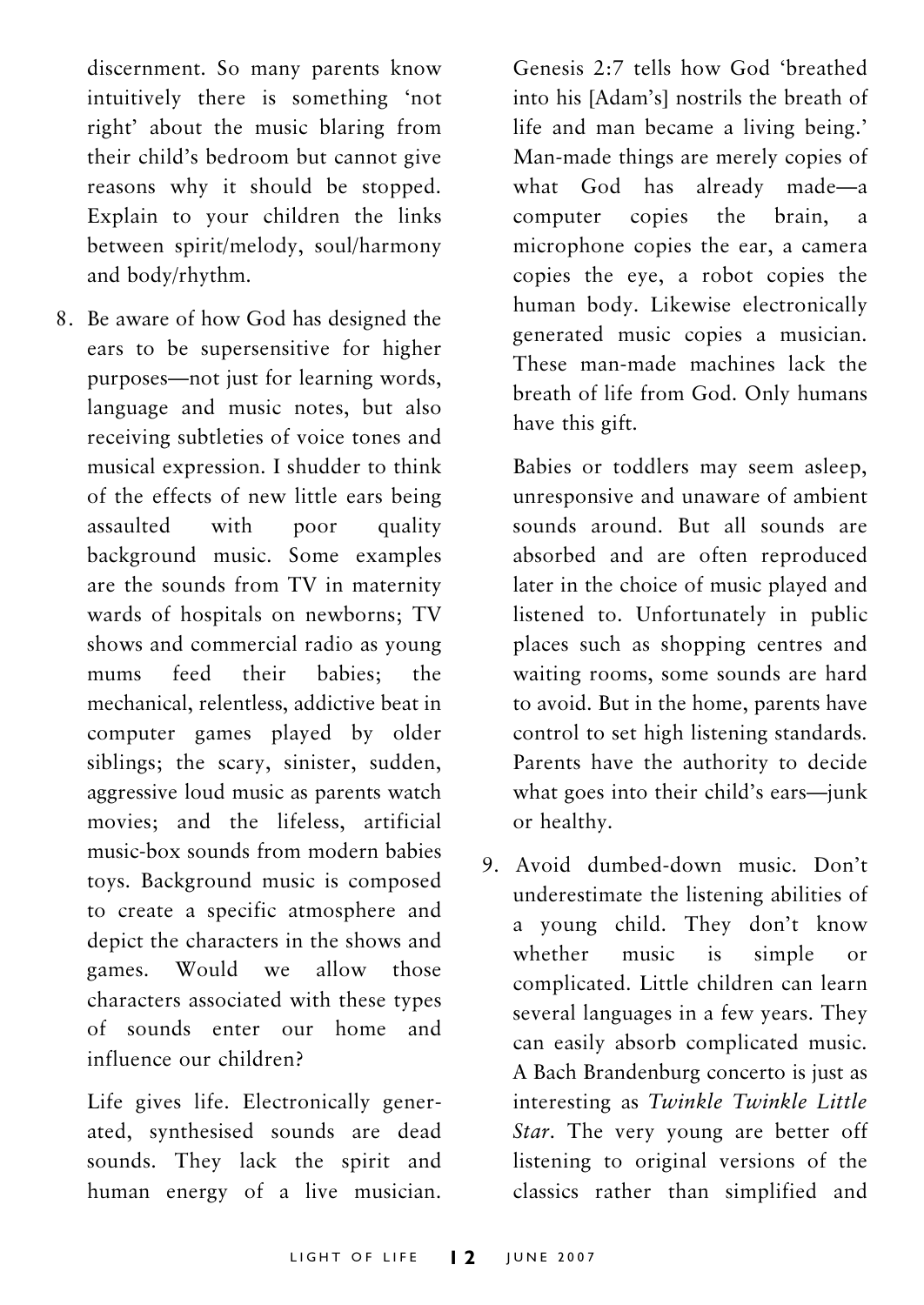discernment. So many parents know intuitively there is something 'not right' about the music blaring from their child's bedroom but cannot give reasons why it should be stopped. Explain to your children the links between spirit/melody, soul/harmony and body/rhythm.

8. Be aware of how God has designed the ears to be supersensitive for higher purposes—not just for learning words, language and music notes, but also receiving subtleties of voice tones and musical expression. I shudder to think of the effects of new little ears being assaulted with poor quality background music. Some examples are the sounds from TV in maternity wards of hospitals on newborns; TV shows and commercial radio as young mums feed their babies; the mechanical, relentless, addictive beat in computer games played by older siblings; the scary, sinister, sudden, aggressive loud music as parents watch movies; and the lifeless, artificial music-box sounds from modern babies toys. Background music is composed to create a specific atmosphere and depict the characters in the shows and games. Would we allow those characters associated with these types of sounds enter our home and influence our children?

   Life gives life. Electronically generated, synthesised sounds are dead sounds. They lack the spirit and human energy of a live musician. Genesis 2:7 tells how God 'breathed into his [Adam's] nostrils the breath of life and man became a living being.' Man-made things are merely copies of what God has already made—a computer copies the brain, a microphone copies the ear, a camera copies the eye, a robot copies the human body. Likewise electronically generated music copies a musician. These man-made machines lack the breath of life from God. Only humans have this gift.

   Babies or toddlers may seem asleep, unresponsive and unaware of ambient sounds around. But all sounds are absorbed and are often reproduced later in the choice of music played and listened to. Unfortunately in public places such as shopping centres and waiting rooms, some sounds are hard to avoid. But in the home, parents have control to set high listening standards. Parents have the authority to decide what goes into their child's ears—junk or healthy.

9. Avoid dumbed-down music. Don't underestimate the listening abilities of a young child. They don't know whether music is simple or complicated. Little children can learn several languages in a few years. They can easily absorb complicated music. A Bach Brandenburg concerto is just as interesting as *Twinkle Twinkle Little Star*. The very young are better off listening to original versions of the classics rather than simplified and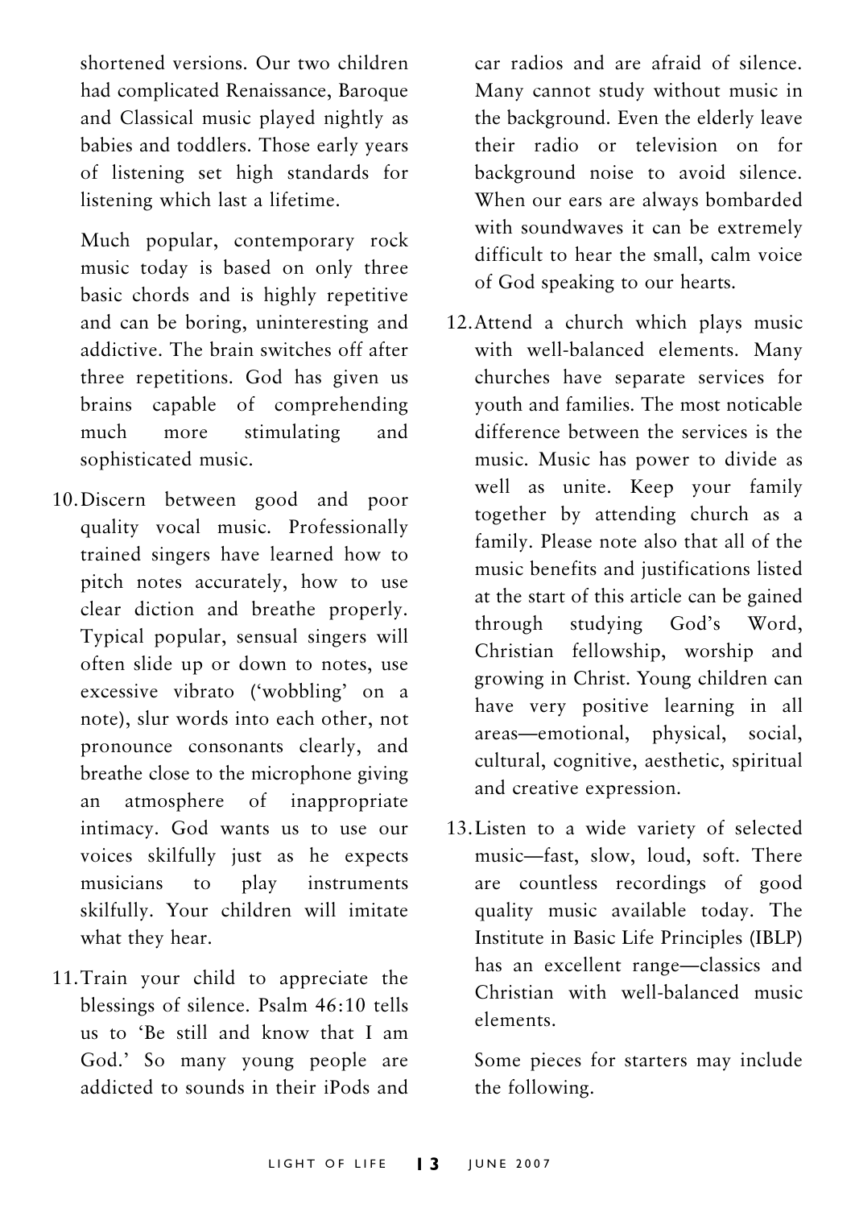shortened versions. Our two children had complicated Renaissance, Baroque and Classical music played nightly as babies and toddlers. Those early years of listening set high standards for listening which last a lifetime.

Much popular, contemporary rock music today is based on only three basic chords and is highly repetitive and can be boring, uninteresting and addictive. The brain switches off after three repetitions. God has given us brains capable of comprehending much more stimulating and sophisticated music.

10. Discern between good and poor quality vocal music. Professionally trained singers have learned how to pitch notes accurately, how to use clear diction and breathe properly. Typical popular, sensual singers will often slide up or down to notes, use excessive vibrato ('wobbling' on a note), slur words into each other, not pronounce consonants clearly, and breathe close to the microphone giving an atmosphere of inappropriate intimacy. God wants us to use our voices skilfully just as he expects musicians to play instruments skilfully. Your children will imitate what they hear.

11. Train your child to appreciate the blessings of silence. Psalm 46:10 tells us to 'Be still and know that I am God.' So many young people are addicted to sounds in their iPods and car radios and are afraid of silence. Many cannot study without music in the background. Even the elderly leave their radio or television on for background noise to avoid silence. When our ears are always bombarded with soundwaves it can be extremely difficult to hear the small, calm voice of God speaking to our hearts.

12. Attend a church which plays music with well-balanced elements. Many churches have separate services for youth and families. The most noticable difference between the services is the music. Music has power to divide as well as unite. Keep your family together by attending church as a family. Please note also that all of the music benefits and justifications listed at the start of this article can be gained through studying God's Word, Christian fellowship, worship and growing in Christ. Young children can have very positive learning in all areas—emotional, physical, social, cultural, cognitive, aesthetic, spiritual and creative expression.

13. Listen to a wide variety of selected music—fast, slow, loud, soft. There are countless recordings of good quality music available today. The Institute in Basic Life Principles (IBLP) has an excellent range—classics and Christian with well-balanced music elements.

Some pieces for starters may include the following.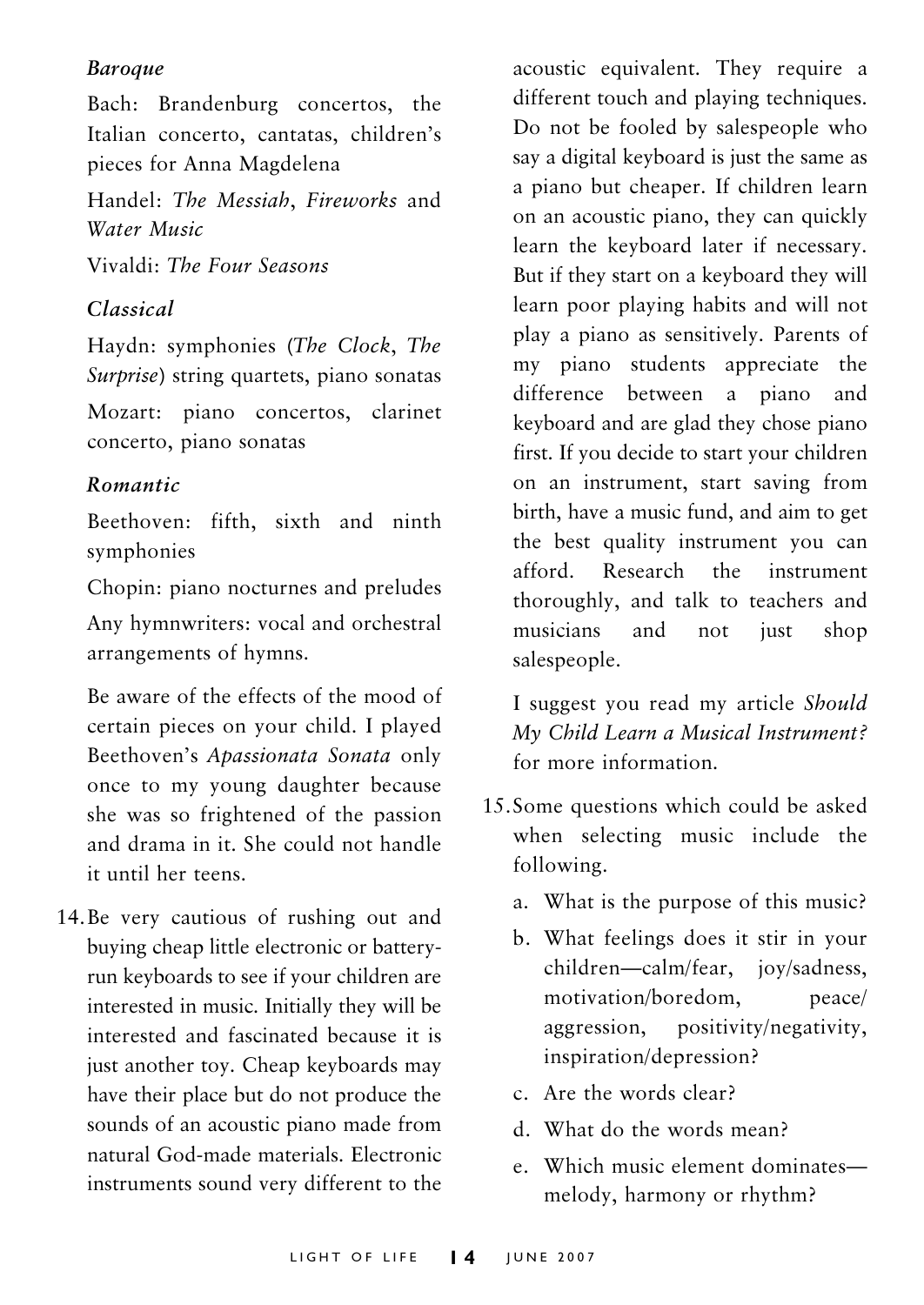*Baroque*

Bach: Brandenburg concertos, the Italian concerto, cantatas, children's pieces for Anna Magdelena

Handel: *The Messiah*, *Fireworks* and *Water Music*

Vivaldi: *The Four Seasons*

*Classical*

Haydn: symphonies (*The Clock*, *The Surprise*) string quartets, piano sonatas

Mozart: piano concertos, clarinet concerto, piano sonatas

*Romantic*

Beethoven: fifth, sixth and ninth symphonies

Chopin: piano nocturnes and preludes

Any hymnwriters: vocal and orchestral arrangements of hymns.

Be aware of the effects of the mood of certain pieces on your child. I played Beethoven's *Apassionata Sonata* only once to my young daughter because she was so frightened of the passion and drama in it. She could not handle it until her teens.

14. Be very cautious of rushing out and buying cheap little electronic or battery-run keyboards to see if your children are interested in music. Initially they will be interested and fascinated because it is just another toy. Cheap keyboards may have their place but do not produce the sounds of an acoustic piano made from natural God-made materials. Electronic instruments sound very different to the acoustic equivalent. They require a different touch and playing techniques. Do not be fooled by salespeople who say a digital keyboard is just the same as a piano but cheaper. If children learn on an acoustic piano, they can quickly learn the keyboard later if necessary. But if they start on a keyboard they will learn poor playing habits and will not play a piano as sensitively. Parents of my piano students appreciate the difference between a piano and keyboard and are glad they chose piano first. If you decide to start your children on an instrument, start saving from birth, have a music fund, and aim to get the best quality instrument you can afford. Research the instrument thoroughly, and talk to teachers and musicians and not just shop salespeople.

    I suggest you read my article *Should My Child Learn a Musical Instrument?* for more information.

15. Some questions which could be asked when selecting music include the following.
    a. What is the purpose of this music?
    b. What feelings does it stir in your children—calm/fear, joy/sadness, motivation/boredom, peace/aggression, positivity/negativity, inspiration/depression?
    c. Are the words clear?
    d. What do the words mean?
    e. Which music element dominates—melody, harmony or rhythm?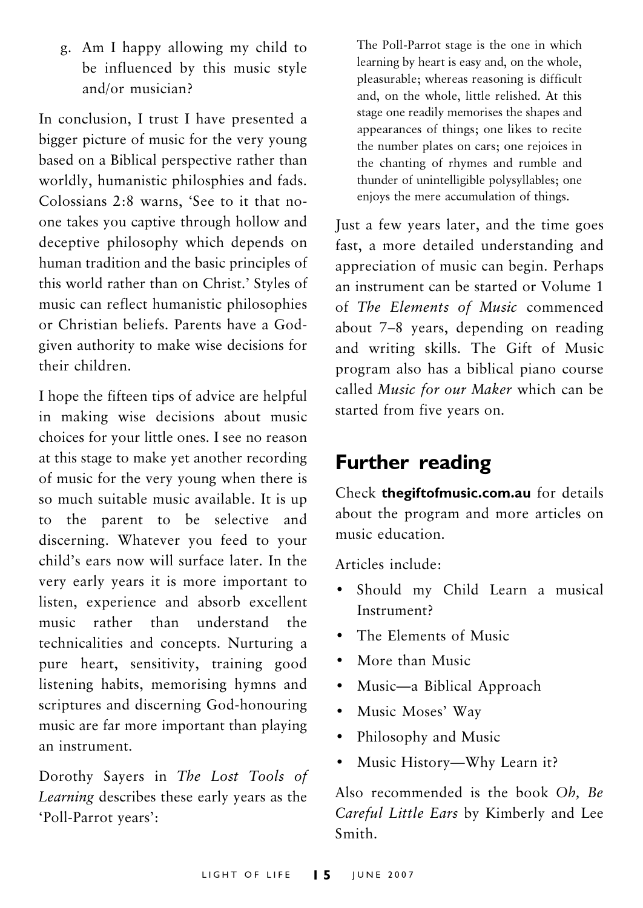g. Am I happy allowing my child to be influenced by this music style and/or musician?

In conclusion, I trust I have presented a bigger picture of music for the very young based on a Biblical perspective rather than worldly, humanistic philosphies and fads. Colossians 2:8 warns, 'See to it that no-one takes you captive through hollow and deceptive philosophy which depends on human tradition and the basic principles of this world rather than on Christ.' Styles of music can reflect humanistic philosophies or Christian beliefs. Parents have a God-given authority to make wise decisions for their children.

I hope the fifteen tips of advice are helpful in making wise decisions about music choices for your little ones. I see no reason at this stage to make yet another recording of music for the very young when there is so much suitable music available. It is up to the parent to be selective and discerning. Whatever you feed to your child's ears now will surface later. In the very early years it is more important to listen, experience and absorb excellent music rather than understand the technicalities and concepts. Nurturing a pure heart, sensitivity, training good listening habits, memorising hymns and scriptures and discerning God-honouring music are far more important than playing an instrument.

Dorothy Sayers in *The Lost Tools of Learning* describes these early years as the 'Poll-Parrot years':

> The Poll-Parrot stage is the one in which learning by heart is easy and, on the whole, pleasurable; whereas reasoning is difficult and, on the whole, little relished. At this stage one readily memorises the shapes and appearances of things; one likes to recite the number plates on cars; one rejoices in the chanting of rhymes and rumble and thunder of unintelligible polysyllables; one enjoys the mere accumulation of things.

Just a few years later, and the time goes fast, a more detailed understanding and appreciation of music can begin. Perhaps an instrument can be started or Volume 1 of *The Elements of Music* commenced about 7–8 years, depending on reading and writing skills. The Gift of Music program also has a biblical piano course called *Music for our Maker* which can be started from five years on.

## Further reading

Check **thegiftofmusic.com.au** for details about the program and more articles on music education.

Articles include:

- Should my Child Learn a musical Instrument?
- The Elements of Music
- More than Music
- Music—a Biblical Approach
- Music Moses' Way
- Philosophy and Music
- Music History—Why Learn it?

Also recommended is the book *Oh, Be Careful Little Ears* by Kimberly and Lee Smith.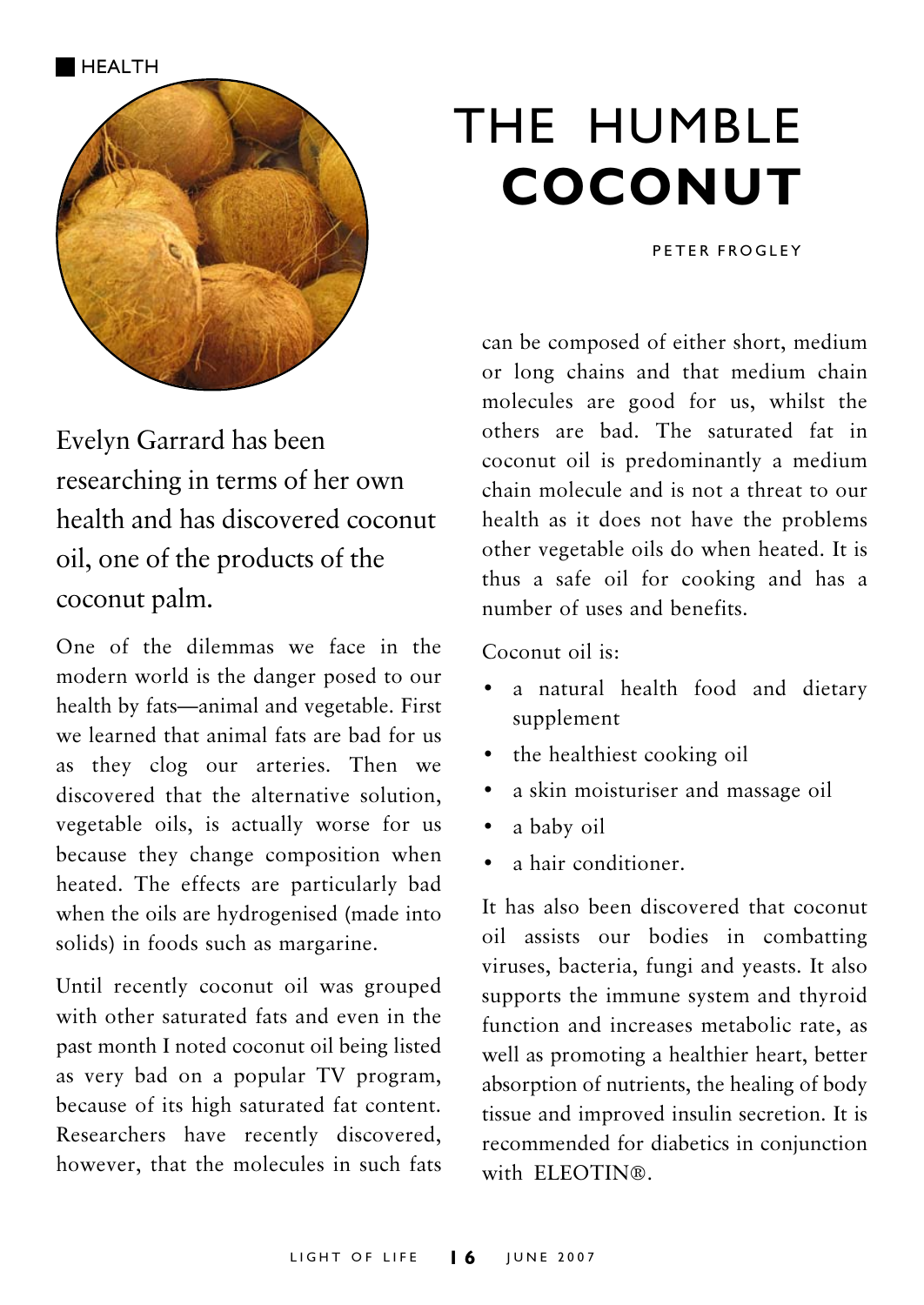HEALTH

# THE HUMBLE COCONUT

PETER FROGLEY

Evelyn Garrard has been researching in terms of her own health and has discovered coconut oil, one of the products of the coconut palm.

One of the dilemmas we face in the modern world is the danger posed to our health by fats—animal and vegetable. First we learned that animal fats are bad for us as they clog our arteries. Then we discovered that the alternative solution, vegetable oils, is actually worse for us because they change composition when heated. The effects are particularly bad when the oils are hydrogenised (made into solids) in foods such as margarine.

Until recently coconut oil was grouped with other saturated fats and even in the past month I noted coconut oil being listed as very bad on a popular TV program, because of its high saturated fat content. Researchers have recently discovered, however, that the molecules in such fats can be composed of either short, medium or long chains and that medium chain molecules are good for us, whilst the others are bad. The saturated fat in coconut oil is predominantly a medium chain molecule and is not a threat to our health as it does not have the problems other vegetable oils do when heated. It is thus a safe oil for cooking and has a number of uses and benefits.

Coconut oil is:

- a natural health food and dietary supplement
- the healthiest cooking oil
- a skin moisturiser and massage oil
- a baby oil
- a hair conditioner.

It has also been discovered that coconut oil assists our bodies in combatting viruses, bacteria, fungi and yeasts. It also supports the immune system and thyroid function and increases metabolic rate, as well as promoting a healthier heart, better absorption of nutrients, the healing of body tissue and improved insulin secretion. It is recommended for diabetics in conjunction with ELEOTIN®.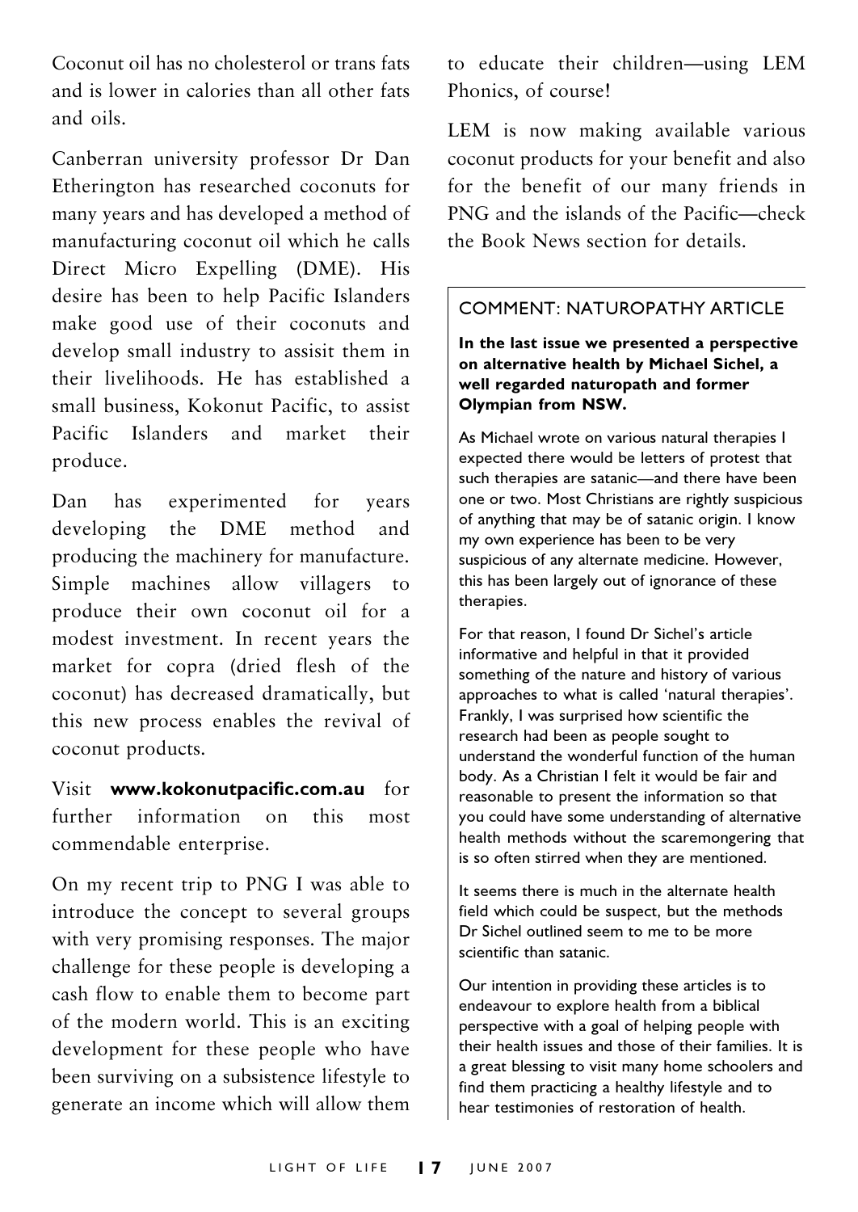Coconut oil has no cholesterol or trans fats and is lower in calories than all other fats and oils.

Canberran university professor Dr Dan Etherington has researched coconuts for many years and has developed a method of manufacturing coconut oil which he calls Direct Micro Expelling (DME). His desire has been to help Pacific Islanders make good use of their coconuts and develop small industry to assisit them in their livelihoods. He has established a small business, Kokonut Pacific, to assist Pacific Islanders and market their produce.

Dan has experimented for years developing the DME method and producing the machinery for manufacture. Simple machines allow villagers to produce their own coconut oil for a modest investment. In recent years the market for copra (dried flesh of the coconut) has decreased dramatically, but this new process enables the revival of coconut products.

Visit **www.kokonutpacific.com.au** for further information on this most commendable enterprise.

On my recent trip to PNG I was able to introduce the concept to several groups with very promising responses. The major challenge for these people is developing a cash flow to enable them to become part of the modern world. This is an exciting development for these people who have been surviving on a subsistence lifestyle to generate an income which will allow them to educate their children—using LEM Phonics, of course!

LEM is now making available various coconut products for your benefit and also for the benefit of our many friends in PNG and the islands of the Pacific—check the Book News section for details.

## COMMENT: NATUROPATHY ARTICLE

**In the last issue we presented a perspective on alternative health by Michael Sichel, a well regarded naturopath and former Olympian from NSW.**

As Michael wrote on various natural therapies I expected there would be letters of protest that such therapies are satanic—and there have been one or two. Most Christians are rightly suspicious of anything that may be of satanic origin. I know my own experience has been to be very suspicious of any alternate medicine. However, this has been largely out of ignorance of these therapies.

For that reason, I found Dr Sichel's article informative and helpful in that it provided something of the nature and history of various approaches to what is called 'natural therapies'. Frankly, I was surprised how scientific the research had been as people sought to understand the wonderful function of the human body. As a Christian I felt it would be fair and reasonable to present the information so that you could have some understanding of alternative health methods without the scaremongering that is so often stirred when they are mentioned.

It seems there is much in the alternate health field which could be suspect, but the methods Dr Sichel outlined seem to me to be more scientific than satanic.

Our intention in providing these articles is to endeavour to explore health from a biblical perspective with a goal of helping people with their health issues and those of their families. It is a great blessing to visit many home schoolers and find them practicing a healthy lifestyle and to hear testimonies of restoration of health.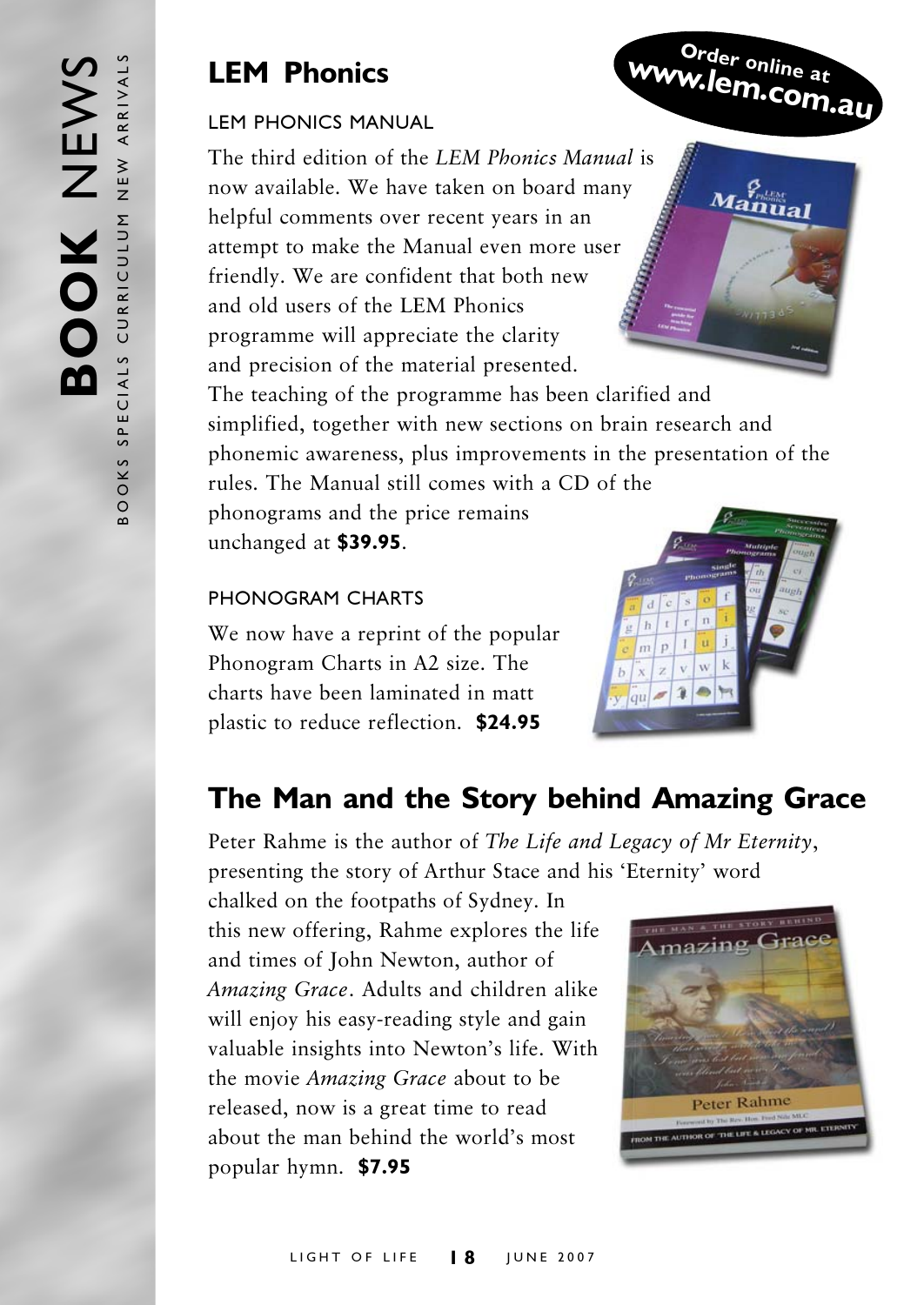## LEM Phonics

Order online at www.lem.com.au

### LEM PHONICS MANUAL

The third edition of the *LEM Phonics Manual* is now available. We have taken on board many helpful comments over recent years in an attempt to make the Manual even more user friendly. We are confident that both new and old users of the LEM Phonics programme will appreciate the clarity and precision of the material presented. The teaching of the programme has been clarified and simplified, together with new sections on brain research and phonemic awareness, plus improvements in the presentation of the rules. The Manual still comes with a CD of the phonograms and the price remains unchanged at **$39.95**.

### PHONOGRAM CHARTS

We now have a reprint of the popular Phonogram Charts in A2 size. The charts have been laminated in matt plastic to reduce reflection. **$24.95**

## The Man and the Story behind Amazing Grace

Peter Rahme is the author of *The Life and Legacy of Mr Eternity*, presenting the story of Arthur Stace and his 'Eternity' word chalked on the footpaths of Sydney. In this new offering, Rahme explores the life and times of John Newton, author of *Amazing Grace*. Adults and children alike will enjoy his easy-reading style and gain valuable insights into Newton's life. With the movie *Amazing Grace* about to be released, now is a great time to read about the man behind the world's most popular hymn. **$7.95**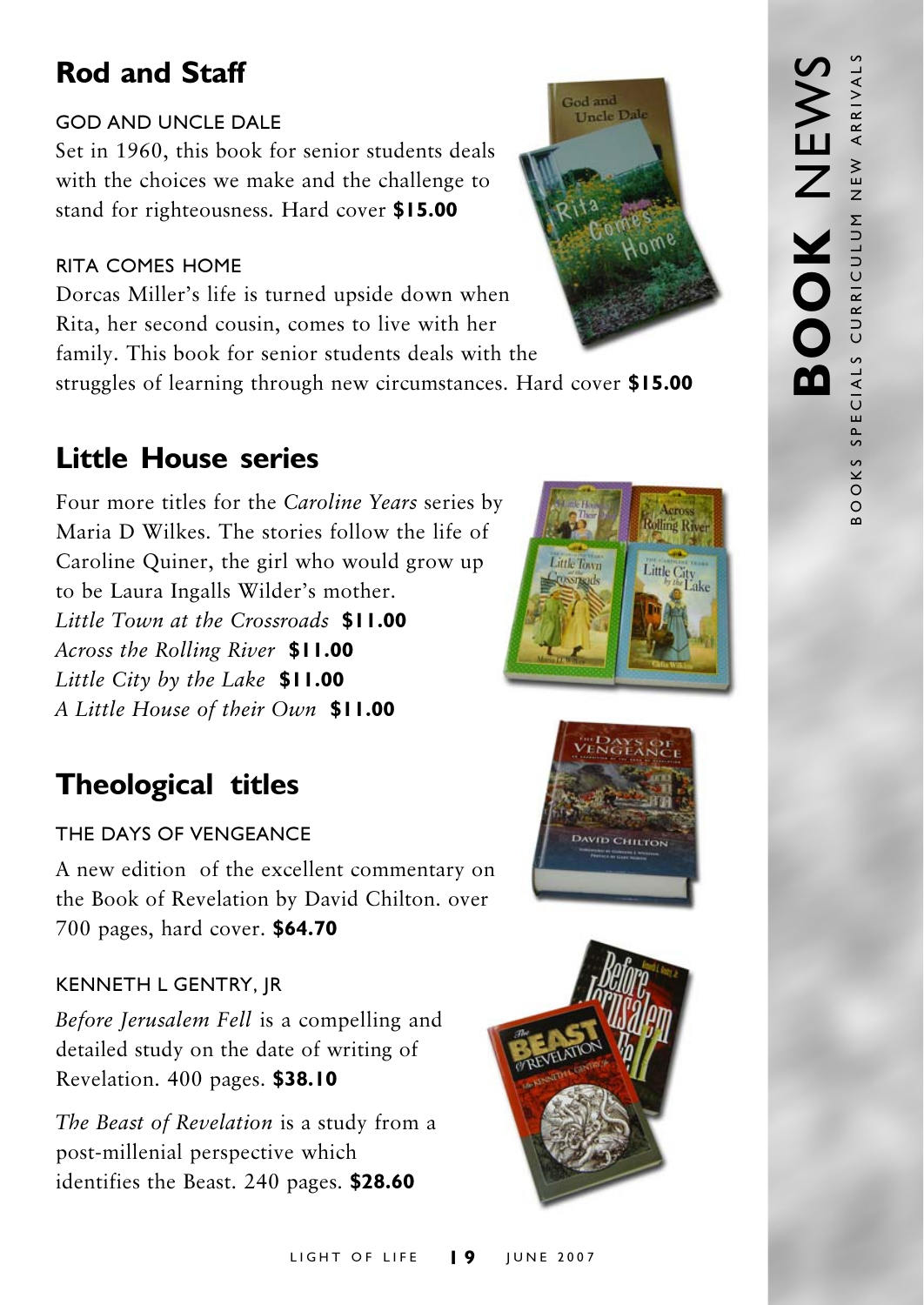## Rod and Staff

### GOD AND UNCLE DALE

Set in 1960, this book for senior students deals with the choices we make and the challenge to stand for righteousness. Hard cover **$15.00**

### RITA COMES HOME

Dorcas Miller's life is turned upside down when Rita, her second cousin, comes to live with her family. This book for senior students deals with the struggles of learning through new circumstances. Hard cover **$15.00**

## Little House series

Four more titles for the *Caroline Years* series by Maria D Wilkes. The stories follow the life of Caroline Quiner, the girl who would grow up to be Laura Ingalls Wilder's mother.

*Little Town at the Crossroads* **$11.00**
*Across the Rolling River* **$11.00**
*Little City by the Lake* **$11.00**
*A Little House of their Own* **$11.00**

## Theological titles

### THE DAYS OF VENGEANCE

A new edition of the excellent commentary on the Book of Revelation by David Chilton. over 700 pages, hard cover. **$64.70**

### KENNETH L GENTRY, JR

*Before Jerusalem Fell* is a compelling and detailed study on the date of writing of Revelation. 400 pages. **$38.10**

*The Beast of Revelation* is a study from a post-millenial perspective which identifies the Beast. 240 pages. **$28.60**

# BOOK NEWS

BOOKS SPECIALS CURRICULUM NEW ARRIVALS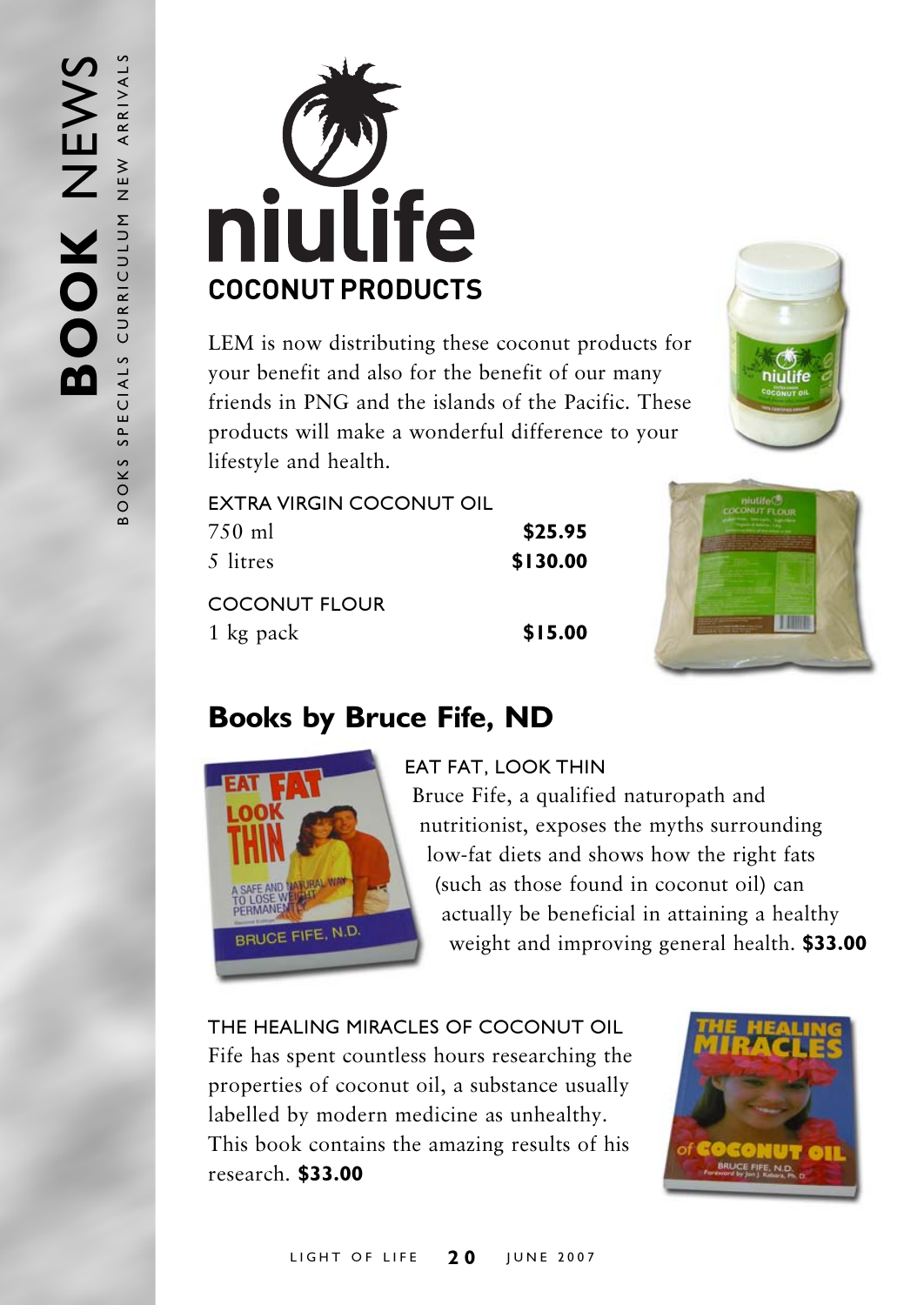# niulife

## COCONUT PRODUCTS

LEM is now distributing these coconut products for your benefit and also for the benefit of our many friends in PNG and the islands of the Pacific. These products will make a wonderful difference to your lifestyle and health.

EXTRA VIRGIN COCONUT OIL

| | |
|---|---|
| 750 ml | **$25.95** |
| 5 litres | **$130.00** |

COCONUT FLOUR

| | |
|---|---|
| 1 kg pack | **$15.00** |

## Books by Bruce Fife, ND

EAT FAT, LOOK THIN

Bruce Fife, a qualified naturopath and nutritionist, exposes the myths surrounding low-fat diets and shows how the right fats (such as those found in coconut oil) can actually be beneficial in attaining a healthy weight and improving general health. **$33.00**

THE HEALING MIRACLES OF COCONUT OIL

Fife has spent countless hours researching the properties of coconut oil, a substance usually labelled by modern medicine as unhealthy. This book contains the amazing results of his research. **$33.00**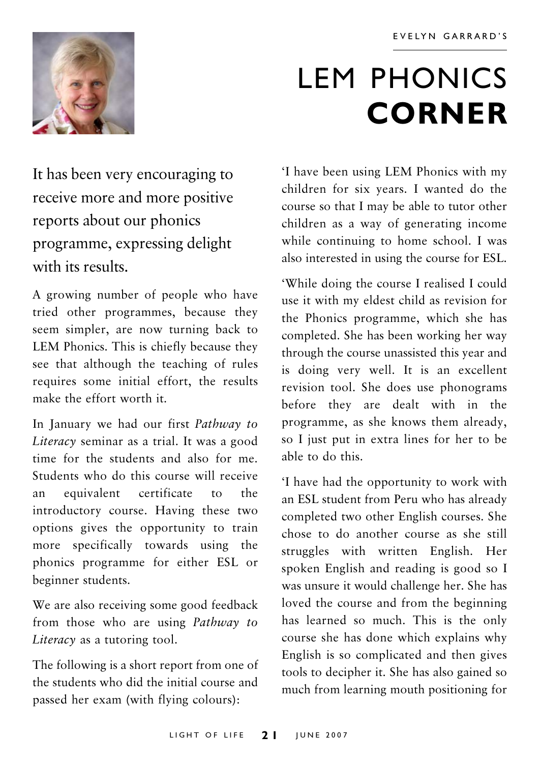EVELYN GARRARD'S

# LEM PHONICS **CORNER**

It has been very encouraging to receive more and more positive reports about our phonics programme, expressing delight with its results.

A growing number of people who have tried other programmes, because they seem simpler, are now turning back to LEM Phonics. This is chiefly because they see that although the teaching of rules requires some initial effort, the results make the effort worth it.

In January we had our first *Pathway to Literacy* seminar as a trial. It was a good time for the students and also for me. Students who do this course will receive an equivalent certificate to the introductory course. Having these two options gives the opportunity to train more specifically towards using the phonics programme for either ESL or beginner students.

We are also receiving some good feedback from those who are using *Pathway to Literacy* as a tutoring tool.

The following is a short report from one of the students who did the initial course and passed her exam (with flying colours):

'I have been using LEM Phonics with my children for six years. I wanted do the course so that I may be able to tutor other children as a way of generating income while continuing to home school. I was also interested in using the course for ESL.

'While doing the course I realised I could use it with my eldest child as revision for the Phonics programme, which she has completed. She has been working her way through the course unassisted this year and is doing very well. It is an excellent revision tool. She does use phonograms before they are dealt with in the programme, as she knows them already, so I just put in extra lines for her to be able to do this.

'I have had the opportunity to work with an ESL student from Peru who has already completed two other English courses. She chose to do another course as she still struggles with written English. Her spoken English and reading is good so I was unsure it would challenge her. She has loved the course and from the beginning has learned so much. This is the only course she has done which explains why English is so complicated and then gives tools to decipher it. She has also gained so much from learning mouth positioning for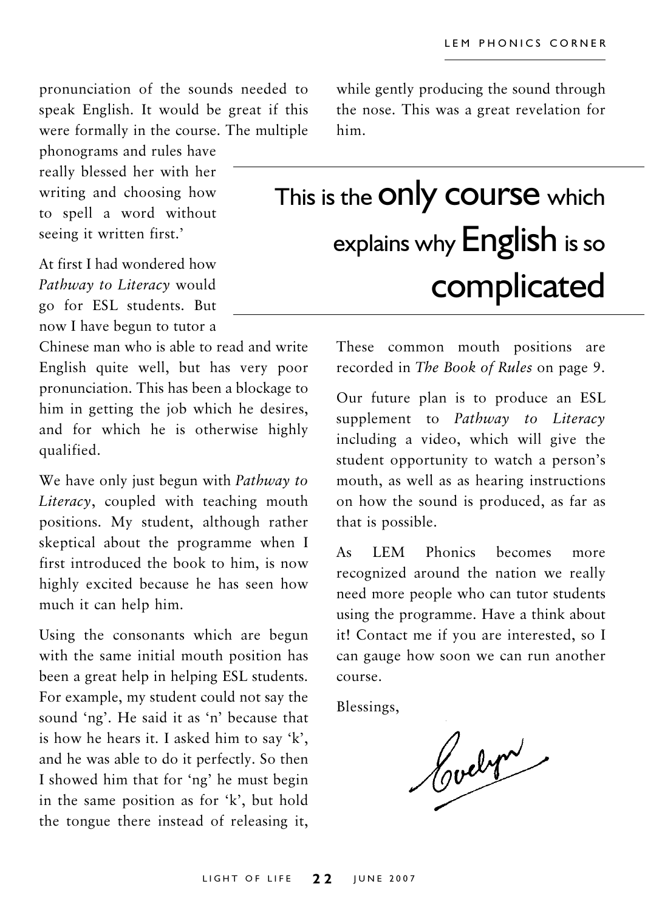pronunciation of the sounds needed to speak English. It would be great if this were formally in the course. The multiple phonograms and rules have really blessed her with her writing and choosing how to spell a word without seeing it written first.'

At first I had wondered how *Pathway to Literacy* would go for ESL students. But now I have begun to tutor a Chinese man who is able to read and write English quite well, but has very poor pronunciation. This has been a blockage to him in getting the job which he desires, and for which he is otherwise highly qualified.

We have only just begun with *Pathway to Literacy*, coupled with teaching mouth positions. My student, although rather skeptical about the programme when I first introduced the book to him, is now highly excited because he has seen how much it can help him.

Using the consonants which are begun with the same initial mouth position has been a great help in helping ESL students. For example, my student could not say the sound 'ng'. He said it as 'n' because that is how he hears it. I asked him to say 'k', and he was able to do it perfectly. So then I showed him that for 'ng' he must begin in the same position as for 'k', but hold the tongue there instead of releasing it, while gently producing the sound through the nose. This was a great revelation for him.

> This is the **only course** which explains why **English** is so **complicated**

These common mouth positions are recorded in *The Book of Rules* on page 9.

Our future plan is to produce an ESL supplement to *Pathway to Literacy* including a video, which will give the student opportunity to watch a person's mouth, as well as as hearing instructions on how the sound is produced, as far as that is possible.

As LEM Phonics becomes more recognized around the nation we really need more people who can tutor students using the programme. Have a think about it! Contact me if you are interested, so I can gauge how soon we can run another course.

Blessings,

Evelyn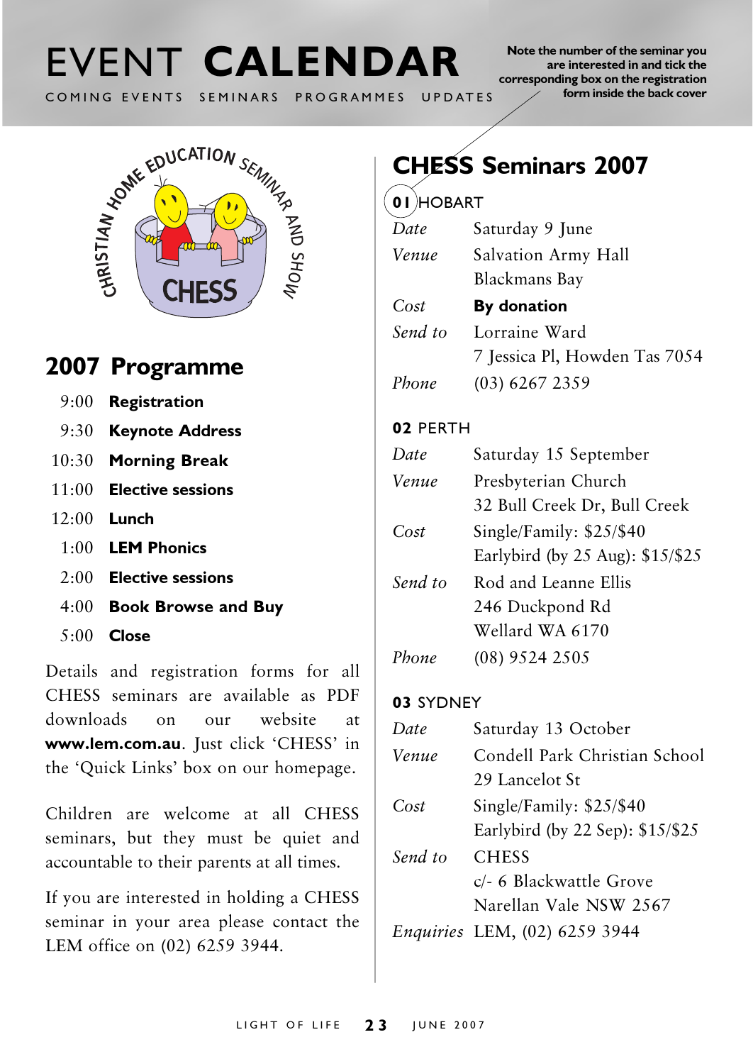# EVENT CALENDAR

COMING EVENTS SEMINARS PROGRAMMES UPDATES

**Note the number of the seminar you are interested in and tick the corresponding box on the registration form inside the back cover**

CHRISTIAN HOME EDUCATION SEMINAR AND SHOW

CHESS

## 2007 Programme

| | |
|---|---|
| 9:00 | **Registration** |
| 9:30 | **Keynote Address** |
| 10:30 | **Morning Break** |
| 11:00 | **Elective sessions** |
| 12:00 | **Lunch** |
| 1:00 | **LEM Phonics** |
| 2:00 | **Elective sessions** |
| 4:00 | **Book Browse and Buy** |
| 5:00 | **Close** |

Details and registration forms for all CHESS seminars are available as PDF downloads on our website at **www.lem.com.au**. Just click 'CHESS' in the 'Quick Links' box on our homepage.

Children are welcome at all CHESS seminars, but they must be quiet and accountable to their parents at all times.

If you are interested in holding a CHESS seminar in your area please contact the LEM office on (02) 6259 3944.

## CHESS Seminars 2007

### 01 HOBART

| | |
|---|---|
| *Date* | Saturday 9 June |
| *Venue* | Salvation Army Hall<br>Blackmans Bay |
| *Cost* | **By donation** |
| *Send to* | Lorraine Ward<br>7 Jessica Pl, Howden Tas 7054 |
| *Phone* | (03) 6267 2359 |

### 02 PERTH

| | |
|---|---|
| *Date* | Saturday 15 September |
| *Venue* | Presbyterian Church<br>32 Bull Creek Dr, Bull Creek |
| *Cost* | Single/Family: $25/$40<br>Earlybird (by 25 Aug): $15/$25 |
| *Send to* | Rod and Leanne Ellis<br>246 Duckpond Rd<br>Wellard WA 6170 |
| *Phone* | (08) 9524 2505 |

### 03 SYDNEY

| | |
|---|---|
| *Date* | Saturday 13 October |
| *Venue* | Condell Park Christian School<br>29 Lancelot St |
| *Cost* | Single/Family: $25/$40<br>Earlybird (by 22 Sep): $15/$25 |
| *Send to* | CHESS<br>c/- 6 Blackwattle Grove<br>Narellan Vale NSW 2567 |
| *Enquiries* | LEM, (02) 6259 3944 |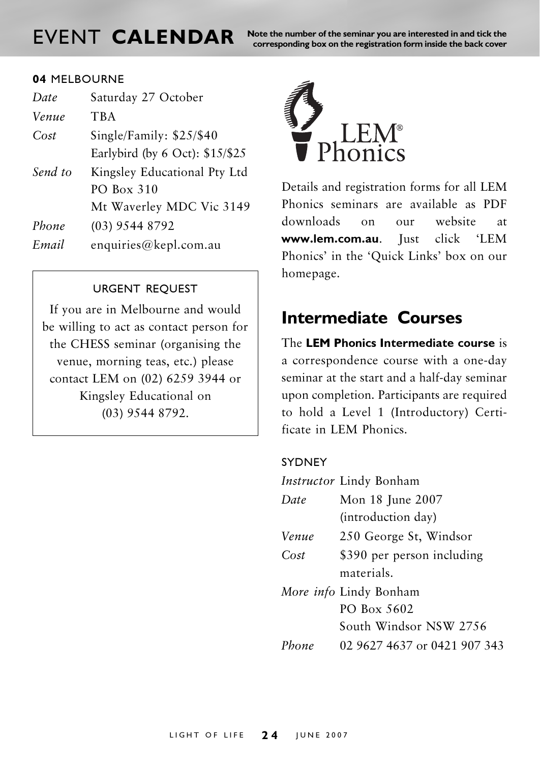# EVENT **CALENDAR**

**Note the number of the seminar you are interested in and tick the corresponding box on the registration form inside the back cover**

**04** MELBOURNE

| | |
|---|---|
| *Date* | Saturday 27 October |
| *Venue* | TBA |
| *Cost* | Single/Family: $25/$40<br>Earlybird (by 6 Oct): $15/$25 |
| *Send to* | Kingsley Educational Pty Ltd<br>PO Box 310<br>Mt Waverley MDC Vic 3149 |
| *Phone* | (03) 9544 8792 |
| *Email* | enquiries@kepl.com.au |

URGENT REQUEST

If you are in Melbourne and would be willing to act as contact person for the CHESS seminar (organising the venue, morning teas, etc.) please contact LEM on (02) 6259 3944 or Kingsley Educational on (03) 9544 8792.

LEM® Phonics

Details and registration forms for all LEM Phonics seminars are available as PDF downloads on our website at **www.lem.com.au**. Just click 'LEM Phonics' in the 'Quick Links' box on our homepage.

## Intermediate Courses

The **LEM Phonics Intermediate course** is a correspondence course with a one-day seminar at the start and a half-day seminar upon completion. Participants are required to hold a Level 1 (Introductory) Certificate in LEM Phonics.

SYDNEY

| | |
|---|---|
| *Instructor* | Lindy Bonham |
| *Date* | Mon 18 June 2007<br>(introduction day) |
| *Venue* | 250 George St, Windsor |
| *Cost* | $390 per person including materials. |
| *More info* | Lindy Bonham<br>PO Box 5602<br>South Windsor NSW 2756 |
| *Phone* | 02 9627 4637 or 0421 907 343 |